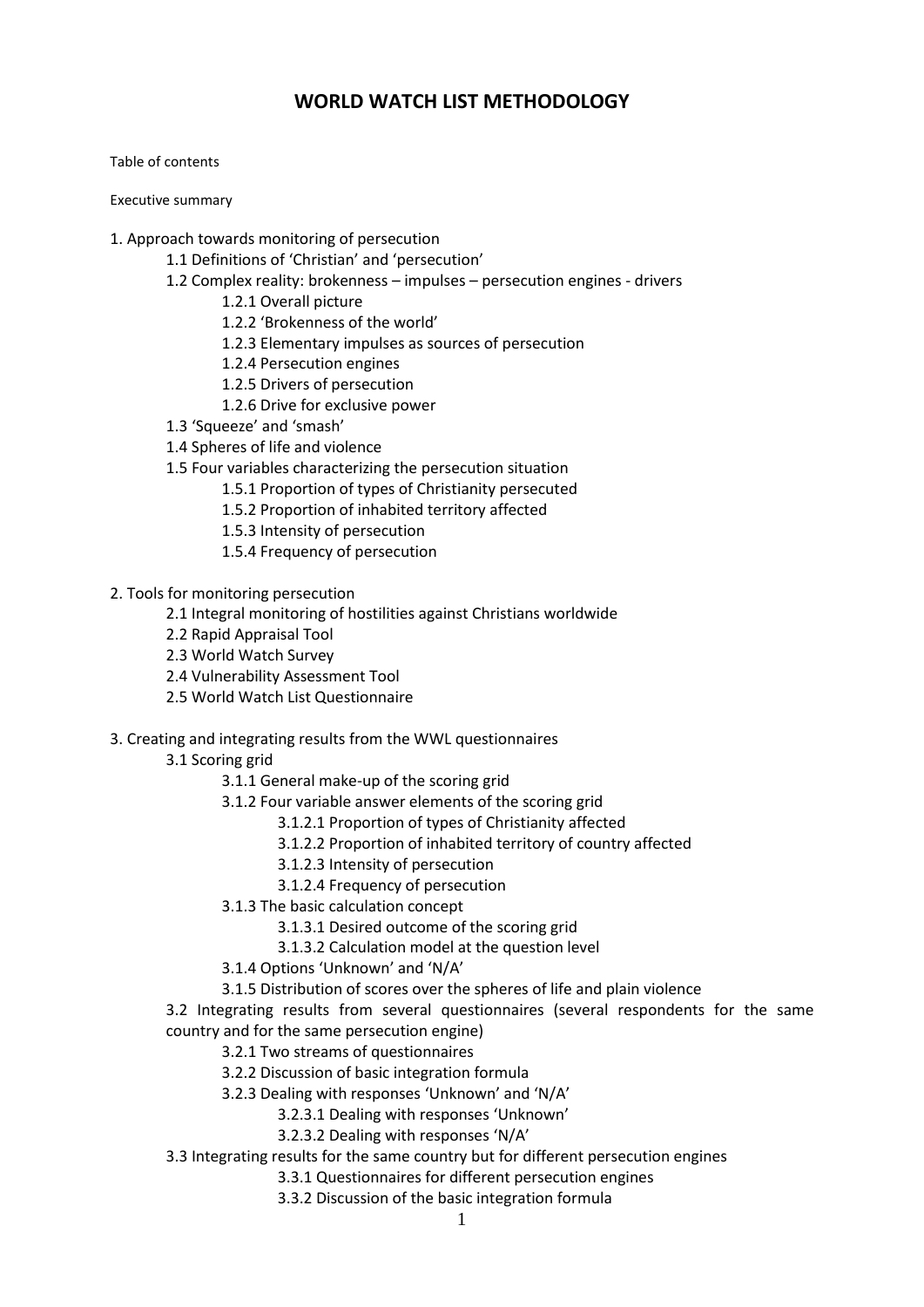# WORLD WATCH LIST METHODOLOGY

Table of contents

Executive summary

1. Approach towards monitoring of persecution
    - 1.1 Definitions of 'Christian' and 'persecution'
    - 1.2 Complex reality: brokenness – impulses – persecution engines - drivers
        - 1.2.1 Overall picture
        - 1.2.2 'Brokenness of the world'
        - 1.2.3 Elementary impulses as sources of persecution
        - 1.2.4 Persecution engines
        - 1.2.5 Drivers of persecution
        - 1.2.6 Drive for exclusive power
    - 1.3 'Squeeze' and 'smash'
    - 1.4 Spheres of life and violence
    - 1.5 Four variables characterizing the persecution situation
        - 1.5.1 Proportion of types of Christianity persecuted
        - 1.5.2 Proportion of inhabited territory affected
        - 1.5.3 Intensity of persecution
        - 1.5.4 Frequency of persecution

2. Tools for monitoring persecution
    - 2.1 Integral monitoring of hostilities against Christians worldwide
    - 2.2 Rapid Appraisal Tool
    - 2.3 World Watch Survey
    - 2.4 Vulnerability Assessment Tool
    - 2.5 World Watch List Questionnaire

3. Creating and integrating results from the WWL questionnaires
    - 3.1 Scoring grid
        - 3.1.1 General make-up of the scoring grid
        - 3.1.2 Four variable answer elements of the scoring grid
            - 3.1.2.1 Proportion of types of Christianity affected
            - 3.1.2.2 Proportion of inhabited territory of country affected
            - 3.1.2.3 Intensity of persecution
            - 3.1.2.4 Frequency of persecution
        - 3.1.3 The basic calculation concept
            - 3.1.3.1 Desired outcome of the scoring grid
            - 3.1.3.2 Calculation model at the question level
        - 3.1.4 Options 'Unknown' and 'N/A'
        - 3.1.5 Distribution of scores over the spheres of life and plain violence
    - 3.2 Integrating results from several questionnaires (several respondents for the same country and for the same persecution engine)
        - 3.2.1 Two streams of questionnaires
        - 3.2.2 Discussion of basic integration formula
        - 3.2.3 Dealing with responses 'Unknown' and 'N/A'
            - 3.2.3.1 Dealing with responses 'Unknown'
            - 3.2.3.2 Dealing with responses 'N/A'
    - 3.3 Integrating results for the same country but for different persecution engines
            - 3.3.1 Questionnaires for different persecution engines
            - 3.3.2 Discussion of the basic integration formula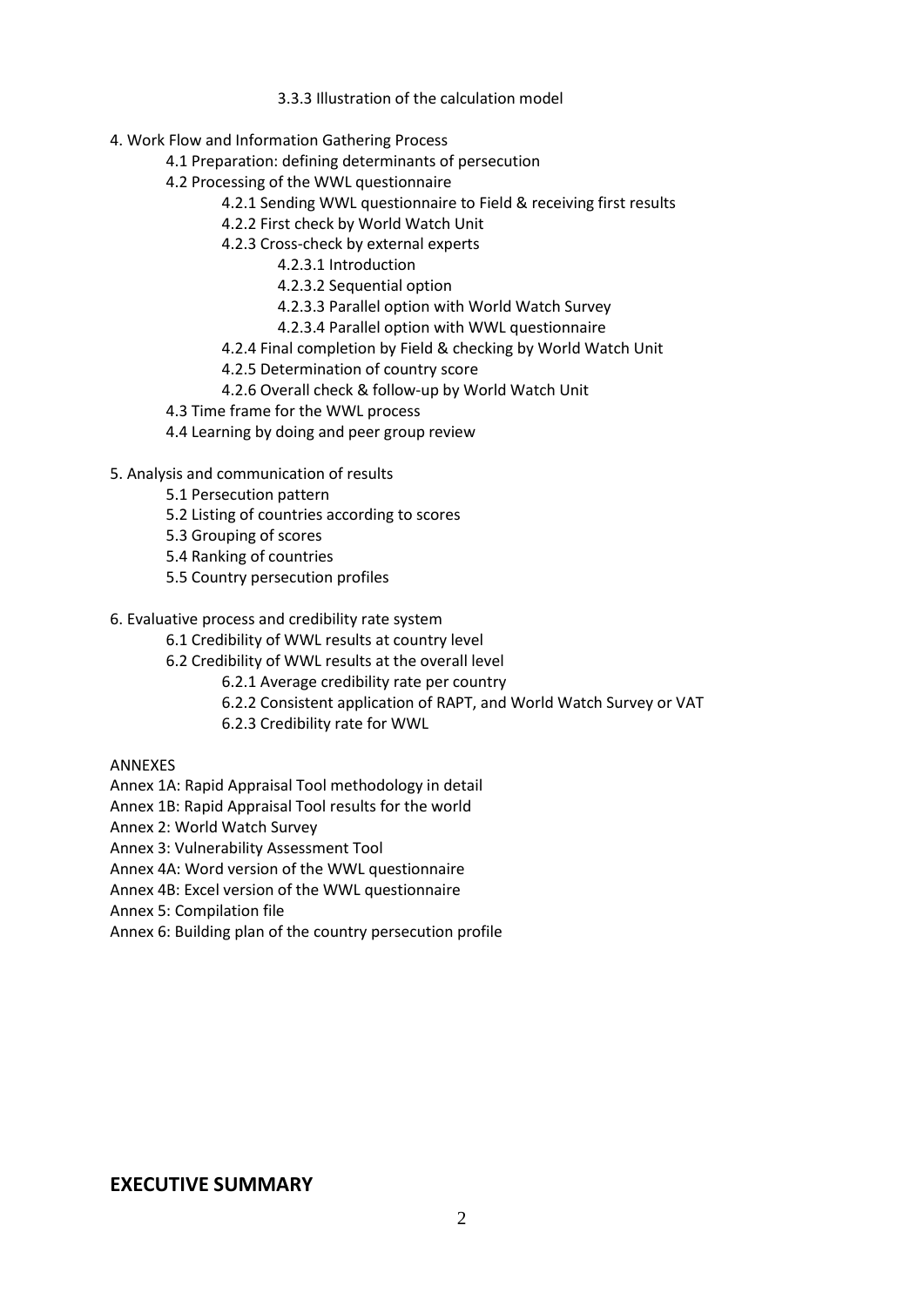3.3.3 Illustration of the calculation model

4. Work Flow and Information Gathering Process
    - 4.1 Preparation: defining determinants of persecution
    - 4.2 Processing of the WWL questionnaire
        - 4.2.1 Sending WWL questionnaire to Field & receiving first results
        - 4.2.2 First check by World Watch Unit
        - 4.2.3 Cross-check by external experts
            - 4.2.3.1 Introduction
            - 4.2.3.2 Sequential option
            - 4.2.3.3 Parallel option with World Watch Survey
            - 4.2.3.4 Parallel option with WWL questionnaire
        - 4.2.4 Final completion by Field & checking by World Watch Unit
        - 4.2.5 Determination of country score
        - 4.2.6 Overall check & follow-up by World Watch Unit
    - 4.3 Time frame for the WWL process
    - 4.4 Learning by doing and peer group review

5. Analysis and communication of results
    - 5.1 Persecution pattern
    - 5.2 Listing of countries according to scores
    - 5.3 Grouping of scores
    - 5.4 Ranking of countries
    - 5.5 Country persecution profiles

6. Evaluative process and credibility rate system
    - 6.1 Credibility of WWL results at country level
    - 6.2 Credibility of WWL results at the overall level
        - 6.2.1 Average credibility rate per country
        - 6.2.2 Consistent application of RAPT, and World Watch Survey or VAT
        - 6.2.3 Credibility rate for WWL

ANNEXES

Annex 1A: Rapid Appraisal Tool methodology in detail
Annex 1B: Rapid Appraisal Tool results for the world
Annex 2: World Watch Survey
Annex 3: Vulnerability Assessment Tool
Annex 4A: Word version of the WWL questionnaire
Annex 4B: Excel version of the WWL questionnaire
Annex 5: Compilation file
Annex 6: Building plan of the country persecution profile

## EXECUTIVE SUMMARY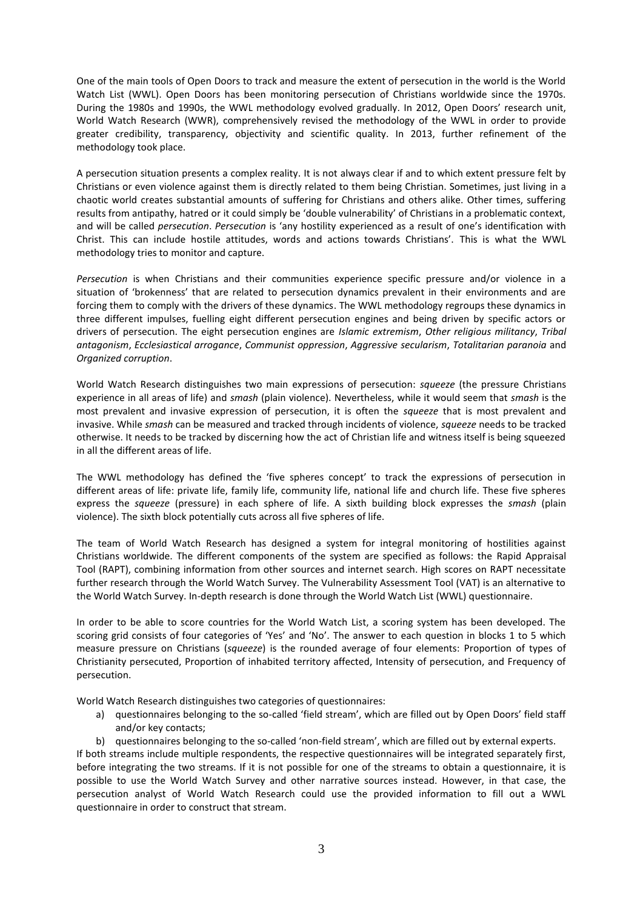One of the main tools of Open Doors to track and measure the extent of persecution in the world is the World Watch List (WWL). Open Doors has been monitoring persecution of Christians worldwide since the 1970s. During the 1980s and 1990s, the WWL methodology evolved gradually. In 2012, Open Doors' research unit, World Watch Research (WWR), comprehensively revised the methodology of the WWL in order to provide greater credibility, transparency, objectivity and scientific quality. In 2013, further refinement of the methodology took place.

A persecution situation presents a complex reality. It is not always clear if and to which extent pressure felt by Christians or even violence against them is directly related to them being Christian. Sometimes, just living in a chaotic world creates substantial amounts of suffering for Christians and others alike. Other times, suffering results from antipathy, hatred or it could simply be 'double vulnerability' of Christians in a problematic context, and will be called *persecution*. *Persecution* is 'any hostility experienced as a result of one's identification with Christ. This can include hostile attitudes, words and actions towards Christians'. This is what the WWL methodology tries to monitor and capture.

*Persecution* is when Christians and their communities experience specific pressure and/or violence in a situation of 'brokenness' that are related to persecution dynamics prevalent in their environments and are forcing them to comply with the drivers of these dynamics. The WWL methodology regroups these dynamics in three different impulses, fuelling eight different persecution engines and being driven by specific actors or drivers of persecution. The eight persecution engines are *Islamic extremism*, *Other religious militancy*, *Tribal antagonism*, *Ecclesiastical arrogance*, *Communist oppression*, *Aggressive secularism*, *Totalitarian paranoia* and *Organized corruption*.

World Watch Research distinguishes two main expressions of persecution: *squeeze* (the pressure Christians experience in all areas of life) and *smash* (plain violence). Nevertheless, while it would seem that *smash* is the most prevalent and invasive expression of persecution, it is often the *squeeze* that is most prevalent and invasive. While *smash* can be measured and tracked through incidents of violence, *squeeze* needs to be tracked otherwise. It needs to be tracked by discerning how the act of Christian life and witness itself is being squeezed in all the different areas of life.

The WWL methodology has defined the 'five spheres concept' to track the expressions of persecution in different areas of life: private life, family life, community life, national life and church life. These five spheres express the *squeeze* (pressure) in each sphere of life. A sixth building block expresses the *smash* (plain violence). The sixth block potentially cuts across all five spheres of life.

The team of World Watch Research has designed a system for integral monitoring of hostilities against Christians worldwide. The different components of the system are specified as follows: the Rapid Appraisal Tool (RAPT), combining information from other sources and internet search. High scores on RAPT necessitate further research through the World Watch Survey. The Vulnerability Assessment Tool (VAT) is an alternative to the World Watch Survey. In-depth research is done through the World Watch List (WWL) questionnaire.

In order to be able to score countries for the World Watch List, a scoring system has been developed. The scoring grid consists of four categories of 'Yes' and 'No'. The answer to each question in blocks 1 to 5 which measure pressure on Christians (*squeeze*) is the rounded average of four elements: Proportion of types of Christianity persecuted, Proportion of inhabited territory affected, Intensity of persecution, and Frequency of persecution.

World Watch Research distinguishes two categories of questionnaires:

a) questionnaires belonging to the so-called 'field stream', which are filled out by Open Doors' field staff and/or key contacts;
b) questionnaires belonging to the so-called 'non-field stream', which are filled out by external experts.

If both streams include multiple respondents, the respective questionnaires will be integrated separately first, before integrating the two streams. If it is not possible for one of the streams to obtain a questionnaire, it is possible to use the World Watch Survey and other narrative sources instead. However, in that case, the persecution analyst of World Watch Research could use the provided information to fill out a WWL questionnaire in order to construct that stream.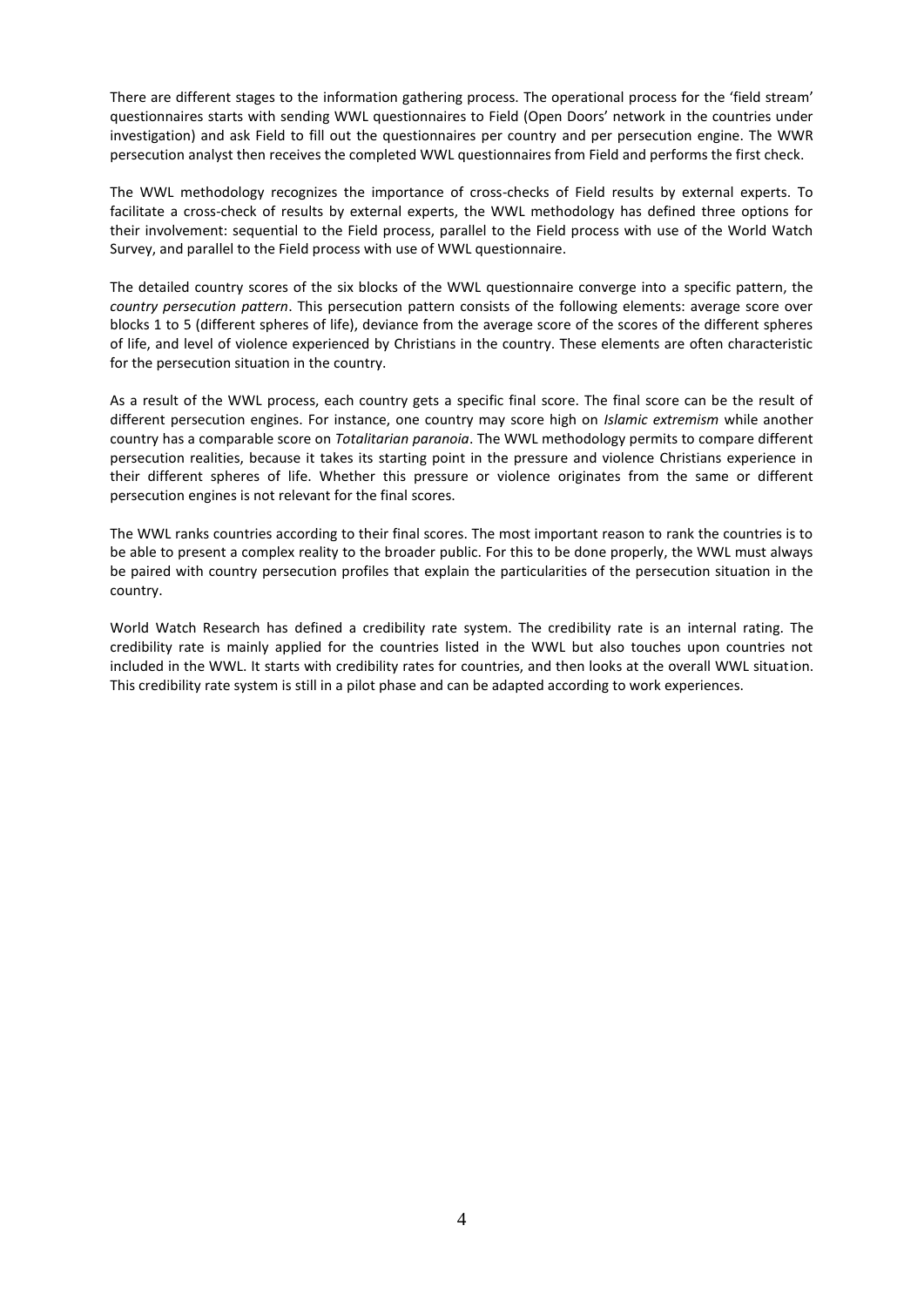There are different stages to the information gathering process. The operational process for the 'field stream' questionnaires starts with sending WWL questionnaires to Field (Open Doors' network in the countries under investigation) and ask Field to fill out the questionnaires per country and per persecution engine. The WWR persecution analyst then receives the completed WWL questionnaires from Field and performs the first check.

The WWL methodology recognizes the importance of cross-checks of Field results by external experts. To facilitate a cross-check of results by external experts, the WWL methodology has defined three options for their involvement: sequential to the Field process, parallel to the Field process with use of the World Watch Survey, and parallel to the Field process with use of WWL questionnaire.

The detailed country scores of the six blocks of the WWL questionnaire converge into a specific pattern, the *country persecution pattern*. This persecution pattern consists of the following elements: average score over blocks 1 to 5 (different spheres of life), deviance from the average score of the scores of the different spheres of life, and level of violence experienced by Christians in the country. These elements are often characteristic for the persecution situation in the country.

As a result of the WWL process, each country gets a specific final score. The final score can be the result of different persecution engines. For instance, one country may score high on *Islamic extremism* while another country has a comparable score on *Totalitarian paranoia*. The WWL methodology permits to compare different persecution realities, because it takes its starting point in the pressure and violence Christians experience in their different spheres of life. Whether this pressure or violence originates from the same or different persecution engines is not relevant for the final scores.

The WWL ranks countries according to their final scores. The most important reason to rank the countries is to be able to present a complex reality to the broader public. For this to be done properly, the WWL must always be paired with country persecution profiles that explain the particularities of the persecution situation in the country.

World Watch Research has defined a credibility rate system. The credibility rate is an internal rating. The credibility rate is mainly applied for the countries listed in the WWL but also touches upon countries not included in the WWL. It starts with credibility rates for countries, and then looks at the overall WWL situation. This credibility rate system is still in a pilot phase and can be adapted according to work experiences.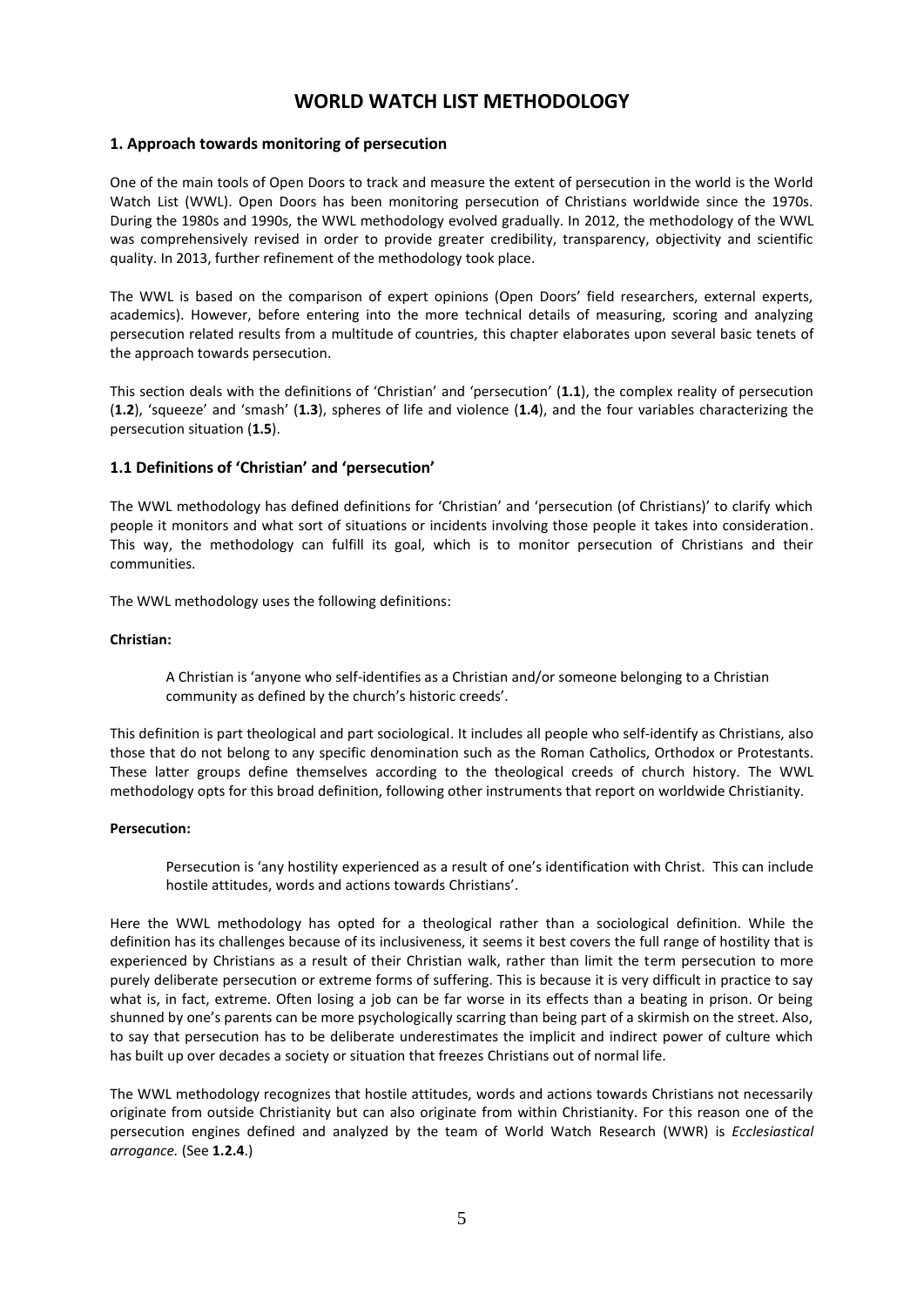# WORLD WATCH LIST METHODOLOGY

## 1. Approach towards monitoring of persecution

One of the main tools of Open Doors to track and measure the extent of persecution in the world is the World Watch List (WWL). Open Doors has been monitoring persecution of Christians worldwide since the 1970s. During the 1980s and 1990s, the WWL methodology evolved gradually. In 2012, the methodology of the WWL was comprehensively revised in order to provide greater credibility, transparency, objectivity and scientific quality. In 2013, further refinement of the methodology took place.

The WWL is based on the comparison of expert opinions (Open Doors' field researchers, external experts, academics). However, before entering into the more technical details of measuring, scoring and analyzing persecution related results from a multitude of countries, this chapter elaborates upon several basic tenets of the approach towards persecution.

This section deals with the definitions of 'Christian' and 'persecution' (**1.1**), the complex reality of persecution (**1.2**), 'squeeze' and 'smash' (**1.3**), spheres of life and violence (**1.4**), and the four variables characterizing the persecution situation (**1.5**).

### 1.1 Definitions of 'Christian' and 'persecution'

The WWL methodology has defined definitions for 'Christian' and 'persecution (of Christians)' to clarify which people it monitors and what sort of situations or incidents involving those people it takes into consideration. This way, the methodology can fulfill its goal, which is to monitor persecution of Christians and their communities.

The WWL methodology uses the following definitions:

**Christian:**

> A Christian is 'anyone who self-identifies as a Christian and/or someone belonging to a Christian community as defined by the church's historic creeds'.

This definition is part theological and part sociological. It includes all people who self-identify as Christians, also those that do not belong to any specific denomination such as the Roman Catholics, Orthodox or Protestants. These latter groups define themselves according to the theological creeds of church history. The WWL methodology opts for this broad definition, following other instruments that report on worldwide Christianity.

**Persecution:**

> Persecution is 'any hostility experienced as a result of one's identification with Christ. This can include hostile attitudes, words and actions towards Christians'.

Here the WWL methodology has opted for a theological rather than a sociological definition. While the definition has its challenges because of its inclusiveness, it seems it best covers the full range of hostility that is experienced by Christians as a result of their Christian walk, rather than limit the term persecution to more purely deliberate persecution or extreme forms of suffering. This is because it is very difficult in practice to say what is, in fact, extreme. Often losing a job can be far worse in its effects than a beating in prison. Or being shunned by one's parents can be more psychologically scarring than being part of a skirmish on the street. Also, to say that persecution has to be deliberate underestimates the implicit and indirect power of culture which has built up over decades a society or situation that freezes Christians out of normal life.

The WWL methodology recognizes that hostile attitudes, words and actions towards Christians not necessarily originate from outside Christianity but can also originate from within Christianity. For this reason one of the persecution engines defined and analyzed by the team of World Watch Research (WWR) is *Ecclesiastical arrogance.* (See **1.2.4**.)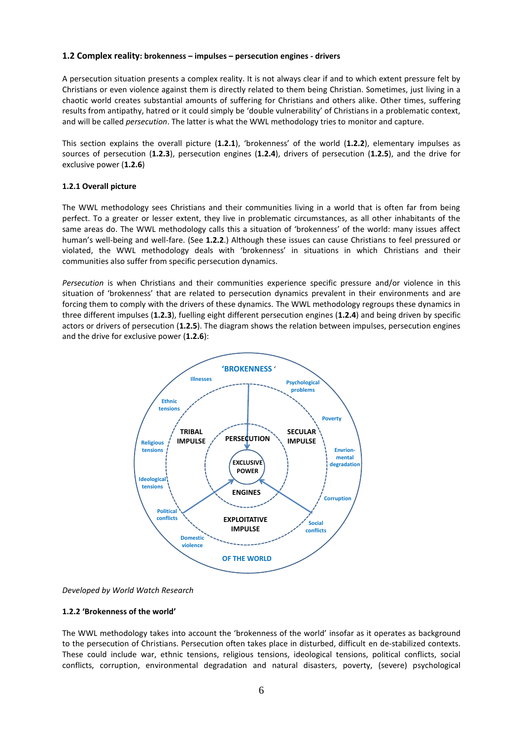### 1.2 Complex reality: brokenness – impulses – persecution engines - drivers

A persecution situation presents a complex reality. It is not always clear if and to which extent pressure felt by Christians or even violence against them is directly related to them being Christian. Sometimes, just living in a chaotic world creates substantial amounts of suffering for Christians and others alike. Other times, suffering results from antipathy, hatred or it could simply be 'double vulnerability' of Christians in a problematic context, and will be called *persecution*. The latter is what the WWL methodology tries to monitor and capture.

This section explains the overall picture (**1.2.1**), 'brokenness' of the world (**1.2.2**), elementary impulses as sources of persecution (**1.2.3**), persecution engines (**1.2.4**), drivers of persecution (**1.2.5**), and the drive for exclusive power (**1.2.6**)

#### 1.2.1 Overall picture

The WWL methodology sees Christians and their communities living in a world that is often far from being perfect. To a greater or lesser extent, they live in problematic circumstances, as all other inhabitants of the same areas do. The WWL methodology calls this a situation of 'brokenness' of the world: many issues affect human's well-being and well-fare. (See **1.2.2**.) Although these issues can cause Christians to feel pressured or violated, the WWL methodology deals with 'brokenness' in situations in which Christians and their communities also suffer from specific persecution dynamics.

*Persecution* is when Christians and their communities experience specific pressure and/or violence in this situation of 'brokenness' that are related to persecution dynamics prevalent in their environments and are forcing them to comply with the drivers of these dynamics. The WWL methodology regroups these dynamics in three different impulses (**1.2.3**), fuelling eight different persecution engines (**1.2.4**) and being driven by specific actors or drivers of persecution (**1.2.5**). The diagram shows the relation between impulses, persecution engines and the drive for exclusive power (**1.2.6**):

'BROKENNESS' OF THE WORLD — Illnesses, Psychological problems, Poverty, Envrion-mental degradation, Corruption, Social conflicts, Domestic violence, Political conflicts, Ideological tensions, Religious tensions, Ethnic tensions — TRIBAL IMPULSE, SECULAR IMPULSE, EXPLOITATIVE IMPULSE — PERSECUTION ENGINES — EXCLUSIVE POWER

*Developed by World Watch Research*

#### 1.2.2 'Brokenness of the world'

The WWL methodology takes into account the 'brokenness of the world' insofar as it operates as background to the persecution of Christians. Persecution often takes place in disturbed, difficult en de-stabilized contexts. These could include war, ethnic tensions, religious tensions, ideological tensions, political conflicts, social conflicts, corruption, environmental degradation and natural disasters, poverty, (severe) psychological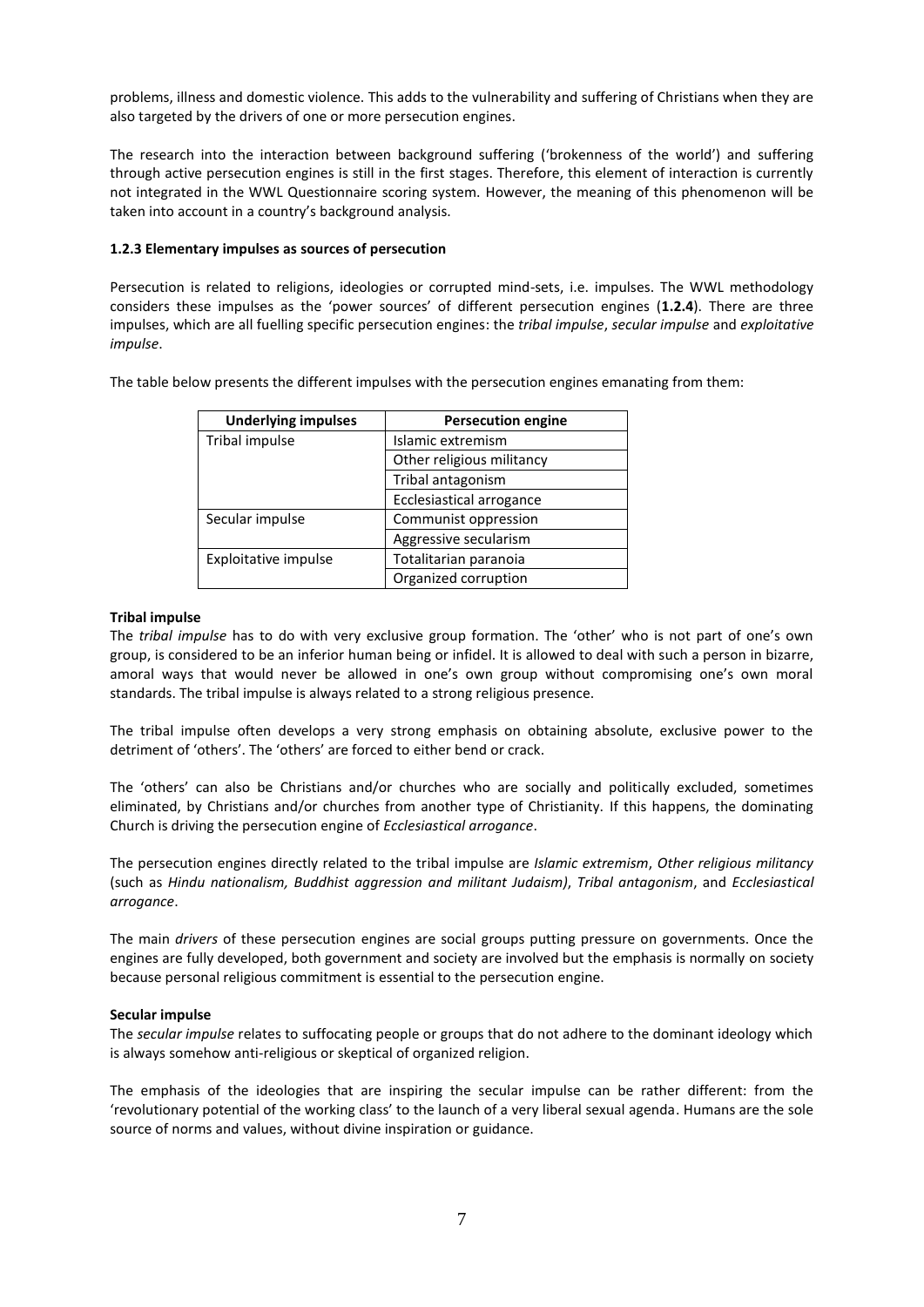problems, illness and domestic violence. This adds to the vulnerability and suffering of Christians when they are also targeted by the drivers of one or more persecution engines.

The research into the interaction between background suffering ('brokenness of the world') and suffering through active persecution engines is still in the first stages. Therefore, this element of interaction is currently not integrated in the WWL Questionnaire scoring system. However, the meaning of this phenomenon will be taken into account in a country's background analysis.

#### 1.2.3 Elementary impulses as sources of persecution

Persecution is related to religions, ideologies or corrupted mind-sets, i.e. impulses. The WWL methodology considers these impulses as the 'power sources' of different persecution engines (**1.2.4**). There are three impulses, which are all fuelling specific persecution engines: the *tribal impulse*, *secular impulse* and *exploitative impulse*.

The table below presents the different impulses with the persecution engines emanating from them:

| Underlying impulses | Persecution engine |
|---|---|
| Tribal impulse | Islamic extremism |
| | Other religious militancy |
| | Tribal antagonism |
| | Ecclesiastical arrogance |
| Secular impulse | Communist oppression |
| | Aggressive secularism |
| Exploitative impulse | Totalitarian paranoia |
| | Organized corruption |

**Tribal impulse**

The *tribal impulse* has to do with very exclusive group formation. The 'other' who is not part of one's own group, is considered to be an inferior human being or infidel. It is allowed to deal with such a person in bizarre, amoral ways that would never be allowed in one's own group without compromising one's own moral standards. The tribal impulse is always related to a strong religious presence.

The tribal impulse often develops a very strong emphasis on obtaining absolute, exclusive power to the detriment of 'others'. The 'others' are forced to either bend or crack.

The 'others' can also be Christians and/or churches who are socially and politically excluded, sometimes eliminated, by Christians and/or churches from another type of Christianity. If this happens, the dominating Church is driving the persecution engine of *Ecclesiastical arrogance*.

The persecution engines directly related to the tribal impulse are *Islamic extremism*, *Other religious militancy* (such as *Hindu nationalism, Buddhist aggression and militant Judaism)*, *Tribal antagonism*, and *Ecclesiastical arrogance*.

The main *drivers* of these persecution engines are social groups putting pressure on governments. Once the engines are fully developed, both government and society are involved but the emphasis is normally on society because personal religious commitment is essential to the persecution engine.

**Secular impulse**

The *secular impulse* relates to suffocating people or groups that do not adhere to the dominant ideology which is always somehow anti-religious or skeptical of organized religion.

The emphasis of the ideologies that are inspiring the secular impulse can be rather different: from the 'revolutionary potential of the working class' to the launch of a very liberal sexual agenda. Humans are the sole source of norms and values, without divine inspiration or guidance.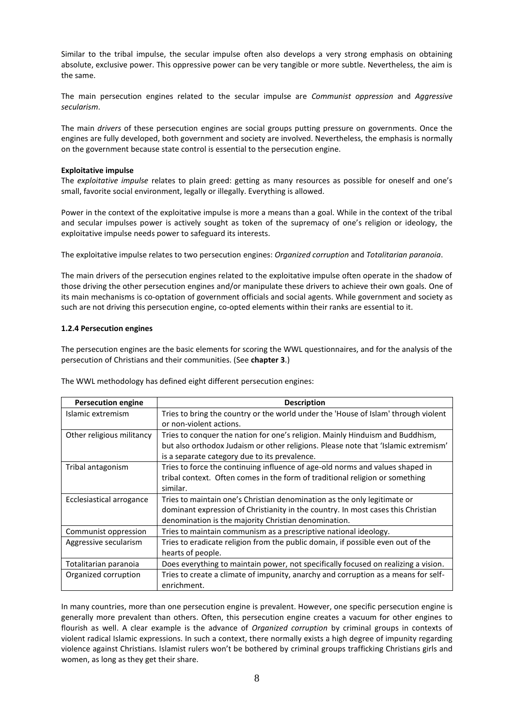Similar to the tribal impulse, the secular impulse often also develops a very strong emphasis on obtaining absolute, exclusive power. This oppressive power can be very tangible or more subtle. Nevertheless, the aim is the same.

The main persecution engines related to the secular impulse are *Communist oppression* and *Aggressive secularism*.

The main *drivers* of these persecution engines are social groups putting pressure on governments. Once the engines are fully developed, both government and society are involved. Nevertheless, the emphasis is normally on the government because state control is essential to the persecution engine.

**Exploitative impulse**

The *exploitative impulse* relates to plain greed: getting as many resources as possible for oneself and one's small, favorite social environment, legally or illegally. Everything is allowed.

Power in the context of the exploitative impulse is more a means than a goal. While in the context of the tribal and secular impulses power is actively sought as token of the supremacy of one's religion or ideology, the exploitative impulse needs power to safeguard its interests.

The exploitative impulse relates to two persecution engines: *Organized corruption* and *Totalitarian paranoia*.

The main drivers of the persecution engines related to the exploitative impulse often operate in the shadow of those driving the other persecution engines and/or manipulate these drivers to achieve their own goals. One of its main mechanisms is co-optation of government officials and social agents. While government and society as such are not driving this persecution engine, co-opted elements within their ranks are essential to it.

#### 1.2.4 Persecution engines

The persecution engines are the basic elements for scoring the WWL questionnaires, and for the analysis of the persecution of Christians and their communities. (See **chapter 3**.)

The WWL methodology has defined eight different persecution engines:

| Persecution engine | Description |
|---|---|
| Islamic extremism | Tries to bring the country or the world under the 'House of Islam' through violent or non-violent actions. |
| Other religious militancy | Tries to conquer the nation for one's religion. Mainly Hinduism and Buddhism, but also orthodox Judaism or other religions. Please note that 'Islamic extremism' is a separate category due to its prevalence. |
| Tribal antagonism | Tries to force the continuing influence of age-old norms and values shaped in tribal context. Often comes in the form of traditional religion or something similar. |
| Ecclesiastical arrogance | Tries to maintain one's Christian denomination as the only legitimate or dominant expression of Christianity in the country. In most cases this Christian denomination is the majority Christian denomination. |
| Communist oppression | Tries to maintain communism as a prescriptive national ideology. |
| Aggressive secularism | Tries to eradicate religion from the public domain, if possible even out of the hearts of people. |
| Totalitarian paranoia | Does everything to maintain power, not specifically focused on realizing a vision. |
| Organized corruption | Tries to create a climate of impunity, anarchy and corruption as a means for self-enrichment. |

In many countries, more than one persecution engine is prevalent. However, one specific persecution engine is generally more prevalent than others. Often, this persecution engine creates a vacuum for other engines to flourish as well. A clear example is the advance of *Organized corruption* by criminal groups in contexts of violent radical Islamic expressions. In such a context, there normally exists a high degree of impunity regarding violence against Christians. Islamist rulers won't be bothered by criminal groups trafficking Christians girls and women, as long as they get their share.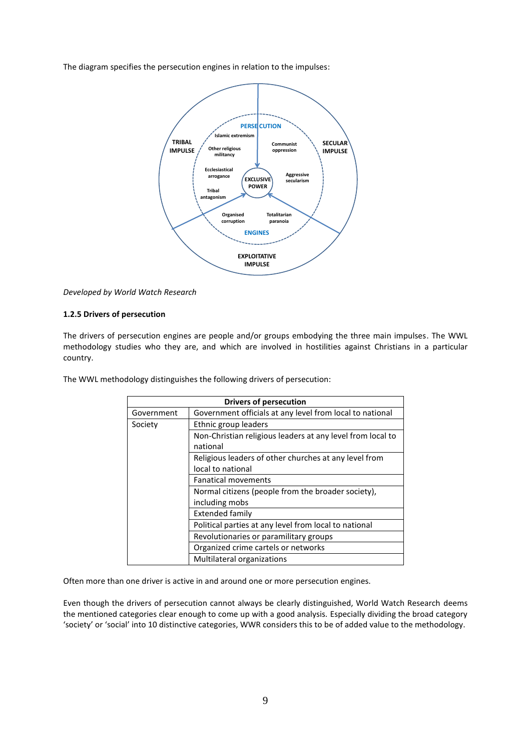The diagram specifies the persecution engines in relation to the impulses:

*Developed by World Watch Research*

**1.2.5 Drivers of persecution**

The drivers of persecution engines are people and/or groups embodying the three main impulses. The WWL methodology studies who they are, and which are involved in hostilities against Christians in a particular country.

The WWL methodology distinguishes the following drivers of persecution:

| Drivers of persecution | |
|---|---|
| Government | Government officials at any level from local to national |
| Society | Ethnic group leaders |
| | Non-Christian religious leaders at any level from local to national |
| | Religious leaders of other churches at any level from local to national |
| | Fanatical movements |
| | Normal citizens (people from the broader society), including mobs |
| | Extended family |
| | Political parties at any level from local to national |
| | Revolutionaries or paramilitary groups |
| | Organized crime cartels or networks |
| | Multilateral organizations |

Often more than one driver is active in and around one or more persecution engines.

Even though the drivers of persecution cannot always be clearly distinguished, World Watch Research deems the mentioned categories clear enough to come up with a good analysis. Especially dividing the broad category 'society' or 'social' into 10 distinctive categories, WWR considers this to be of added value to the methodology.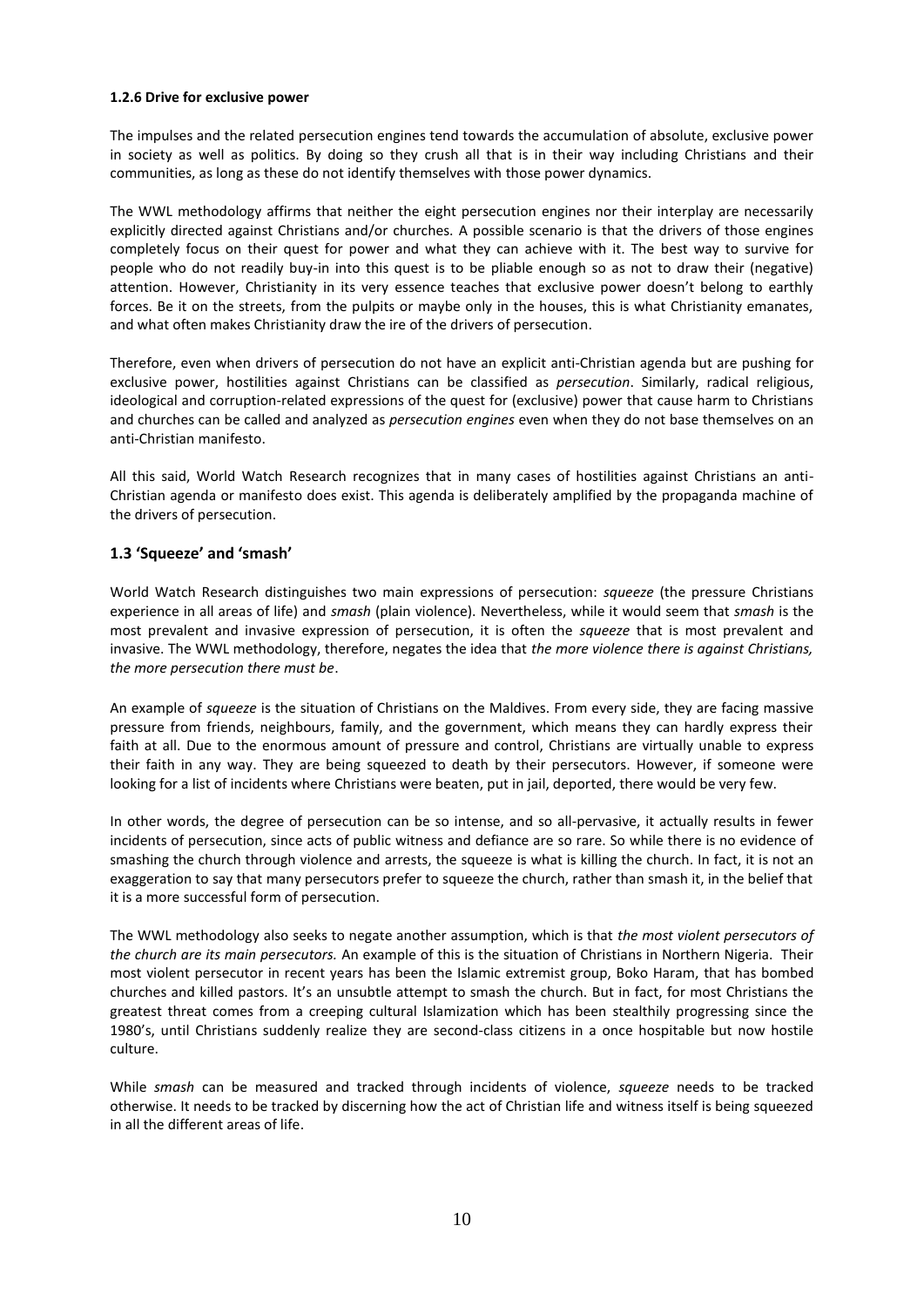#### 1.2.6 Drive for exclusive power

The impulses and the related persecution engines tend towards the accumulation of absolute, exclusive power in society as well as politics. By doing so they crush all that is in their way including Christians and their communities, as long as these do not identify themselves with those power dynamics.

The WWL methodology affirms that neither the eight persecution engines nor their interplay are necessarily explicitly directed against Christians and/or churches. A possible scenario is that the drivers of those engines completely focus on their quest for power and what they can achieve with it. The best way to survive for people who do not readily buy-in into this quest is to be pliable enough so as not to draw their (negative) attention. However, Christianity in its very essence teaches that exclusive power doesn't belong to earthly forces. Be it on the streets, from the pulpits or maybe only in the houses, this is what Christianity emanates, and what often makes Christianity draw the ire of the drivers of persecution.

Therefore, even when drivers of persecution do not have an explicit anti-Christian agenda but are pushing for exclusive power, hostilities against Christians can be classified as *persecution*. Similarly, radical religious, ideological and corruption-related expressions of the quest for (exclusive) power that cause harm to Christians and churches can be called and analyzed as *persecution engines* even when they do not base themselves on an anti-Christian manifesto.

All this said, World Watch Research recognizes that in many cases of hostilities against Christians an anti-Christian agenda or manifesto does exist. This agenda is deliberately amplified by the propaganda machine of the drivers of persecution.

### 1.3 'Squeeze' and 'smash'

World Watch Research distinguishes two main expressions of persecution: *squeeze* (the pressure Christians experience in all areas of life) and *smash* (plain violence). Nevertheless, while it would seem that *smash* is the most prevalent and invasive expression of persecution, it is often the *squeeze* that is most prevalent and invasive. The WWL methodology, therefore, negates the idea that *the more violence there is against Christians, the more persecution there must be*.

An example of *squeeze* is the situation of Christians on the Maldives. From every side, they are facing massive pressure from friends, neighbours, family, and the government, which means they can hardly express their faith at all. Due to the enormous amount of pressure and control, Christians are virtually unable to express their faith in any way. They are being squeezed to death by their persecutors. However, if someone were looking for a list of incidents where Christians were beaten, put in jail, deported, there would be very few.

In other words, the degree of persecution can be so intense, and so all-pervasive, it actually results in fewer incidents of persecution, since acts of public witness and defiance are so rare. So while there is no evidence of smashing the church through violence and arrests, the squeeze is what is killing the church. In fact, it is not an exaggeration to say that many persecutors prefer to squeeze the church, rather than smash it, in the belief that it is a more successful form of persecution.

The WWL methodology also seeks to negate another assumption, which is that *the most violent persecutors of the church are its main persecutors.* An example of this is the situation of Christians in Northern Nigeria. Their most violent persecutor in recent years has been the Islamic extremist group, Boko Haram, that has bombed churches and killed pastors. It's an unsubtle attempt to smash the church. But in fact, for most Christians the greatest threat comes from a creeping cultural Islamization which has been stealthily progressing since the 1980's, until Christians suddenly realize they are second-class citizens in a once hospitable but now hostile culture.

While *smash* can be measured and tracked through incidents of violence, *squeeze* needs to be tracked otherwise. It needs to be tracked by discerning how the act of Christian life and witness itself is being squeezed in all the different areas of life.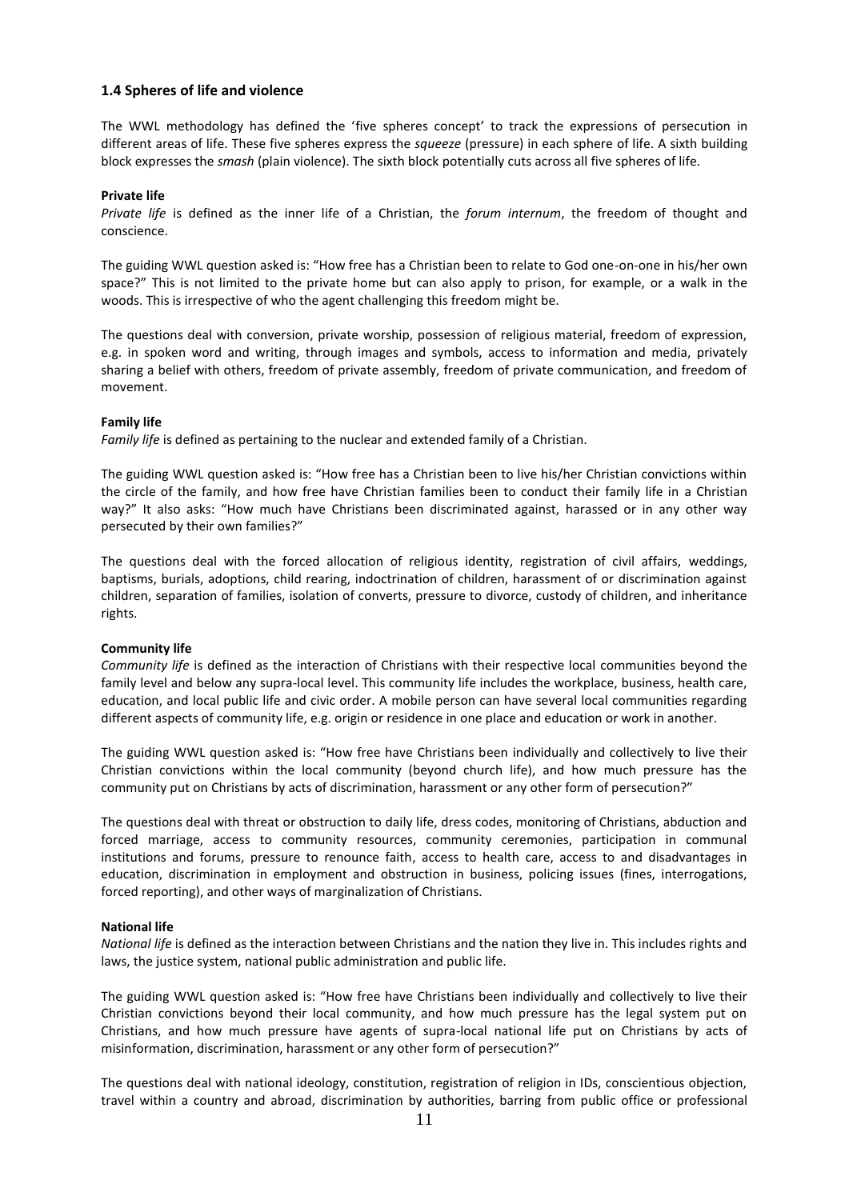### 1.4 Spheres of life and violence

The WWL methodology has defined the 'five spheres concept' to track the expressions of persecution in different areas of life. These five spheres express the *squeeze* (pressure) in each sphere of life. A sixth building block expresses the *smash* (plain violence). The sixth block potentially cuts across all five spheres of life.

**Private life**

*Private life* is defined as the inner life of a Christian, the *forum internum*, the freedom of thought and conscience.

The guiding WWL question asked is: "How free has a Christian been to relate to God one-on-one in his/her own space?" This is not limited to the private home but can also apply to prison, for example, or a walk in the woods. This is irrespective of who the agent challenging this freedom might be.

The questions deal with conversion, private worship, possession of religious material, freedom of expression, e.g. in spoken word and writing, through images and symbols, access to information and media, privately sharing a belief with others, freedom of private assembly, freedom of private communication, and freedom of movement.

**Family life**

*Family life* is defined as pertaining to the nuclear and extended family of a Christian.

The guiding WWL question asked is: "How free has a Christian been to live his/her Christian convictions within the circle of the family, and how free have Christian families been to conduct their family life in a Christian way?" It also asks: "How much have Christians been discriminated against, harassed or in any other way persecuted by their own families?"

The questions deal with the forced allocation of religious identity, registration of civil affairs, weddings, baptisms, burials, adoptions, child rearing, indoctrination of children, harassment of or discrimination against children, separation of families, isolation of converts, pressure to divorce, custody of children, and inheritance rights.

**Community life**

*Community life* is defined as the interaction of Christians with their respective local communities beyond the family level and below any supra-local level. This community life includes the workplace, business, health care, education, and local public life and civic order. A mobile person can have several local communities regarding different aspects of community life, e.g. origin or residence in one place and education or work in another.

The guiding WWL question asked is: "How free have Christians been individually and collectively to live their Christian convictions within the local community (beyond church life), and how much pressure has the community put on Christians by acts of discrimination, harassment or any other form of persecution?"

The questions deal with threat or obstruction to daily life, dress codes, monitoring of Christians, abduction and forced marriage, access to community resources, community ceremonies, participation in communal institutions and forums, pressure to renounce faith, access to health care, access to and disadvantages in education, discrimination in employment and obstruction in business, policing issues (fines, interrogations, forced reporting), and other ways of marginalization of Christians.

**National life**

*National life* is defined as the interaction between Christians and the nation they live in. This includes rights and laws, the justice system, national public administration and public life.

The guiding WWL question asked is: "How free have Christians been individually and collectively to live their Christian convictions beyond their local community, and how much pressure has the legal system put on Christians, and how much pressure have agents of supra-local national life put on Christians by acts of misinformation, discrimination, harassment or any other form of persecution?"

The questions deal with national ideology, constitution, registration of religion in IDs, conscientious objection, travel within a country and abroad, discrimination by authorities, barring from public office or professional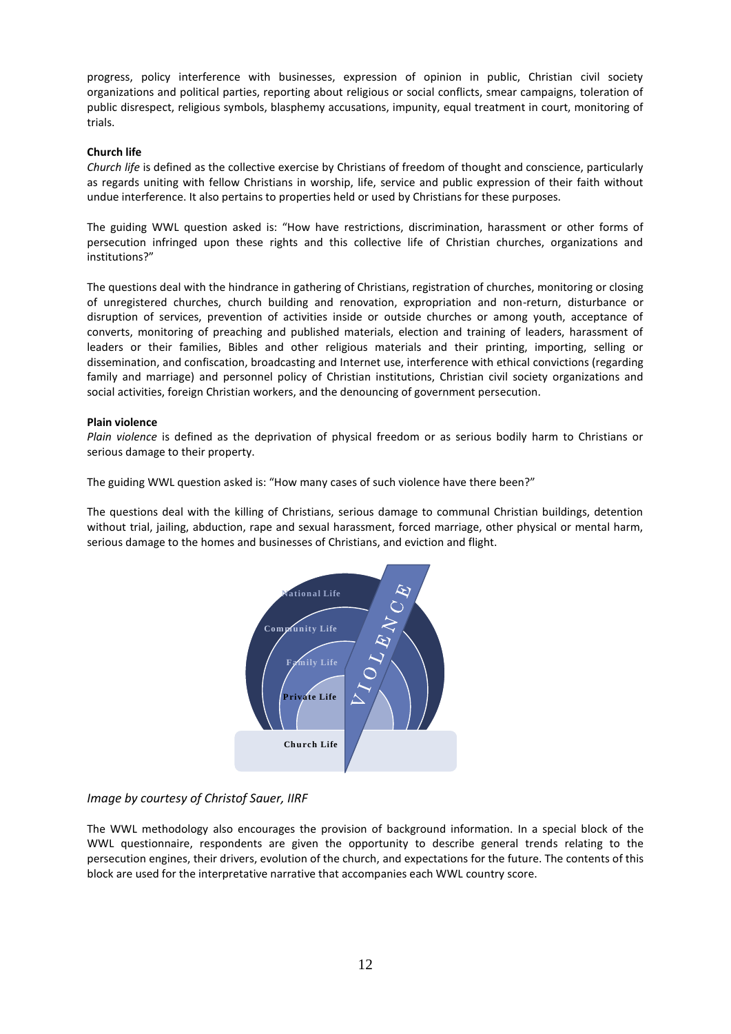progress, policy interference with businesses, expression of opinion in public, Christian civil society organizations and political parties, reporting about religious or social conflicts, smear campaigns, toleration of public disrespect, religious symbols, blasphemy accusations, impunity, equal treatment in court, monitoring of trials.

**Church life**

*Church life* is defined as the collective exercise by Christians of freedom of thought and conscience, particularly as regards uniting with fellow Christians in worship, life, service and public expression of their faith without undue interference. It also pertains to properties held or used by Christians for these purposes.

The guiding WWL question asked is: "How have restrictions, discrimination, harassment or other forms of persecution infringed upon these rights and this collective life of Christian churches, organizations and institutions?"

The questions deal with the hindrance in gathering of Christians, registration of churches, monitoring or closing of unregistered churches, church building and renovation, expropriation and non-return, disturbance or disruption of services, prevention of activities inside or outside churches or among youth, acceptance of converts, monitoring of preaching and published materials, election and training of leaders, harassment of leaders or their families, Bibles and other religious materials and their printing, importing, selling or dissemination, and confiscation, broadcasting and Internet use, interference with ethical convictions (regarding family and marriage) and personnel policy of Christian institutions, Christian civil society organizations and social activities, foreign Christian workers, and the denouncing of government persecution.

**Plain violence**

*Plain violence* is defined as the deprivation of physical freedom or as serious bodily harm to Christians or serious damage to their property.

The guiding WWL question asked is: "How many cases of such violence have there been?"

The questions deal with the killing of Christians, serious damage to communal Christian buildings, detention without trial, jailing, abduction, rape and sexual harassment, forced marriage, other physical or mental harm, serious damage to the homes and businesses of Christians, and eviction and flight.

National Life

Community Life

Family Life

Private Life

Church Life

VIOLENCE

*Image by courtesy of Christof Sauer, IIRF*

The WWL methodology also encourages the provision of background information. In a special block of the WWL questionnaire, respondents are given the opportunity to describe general trends relating to the persecution engines, their drivers, evolution of the church, and expectations for the future. The contents of this block are used for the interpretative narrative that accompanies each WWL country score.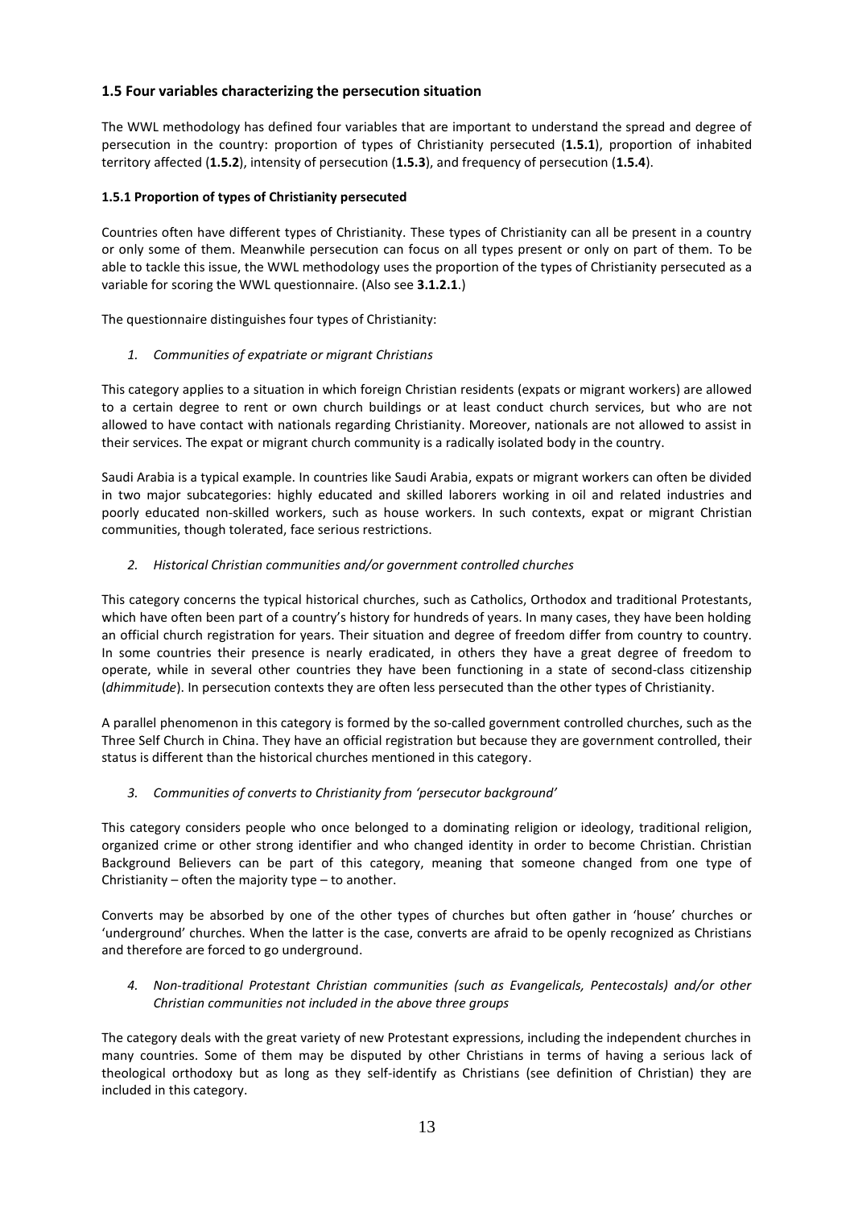## 1.5 Four variables characterizing the persecution situation

The WWL methodology has defined four variables that are important to understand the spread and degree of persecution in the country: proportion of types of Christianity persecuted (**1.5.1**), proportion of inhabited territory affected (**1.5.2**), intensity of persecution (**1.5.3**), and frequency of persecution (**1.5.4**).

### 1.5.1 Proportion of types of Christianity persecuted

Countries often have different types of Christianity. These types of Christianity can all be present in a country or only some of them. Meanwhile persecution can focus on all types present or only on part of them. To be able to tackle this issue, the WWL methodology uses the proportion of the types of Christianity persecuted as a variable for scoring the WWL questionnaire. (Also see **3.1.2.1**.)

The questionnaire distinguishes four types of Christianity:

1. *Communities of expatriate or migrant Christians*

This category applies to a situation in which foreign Christian residents (expats or migrant workers) are allowed to a certain degree to rent or own church buildings or at least conduct church services, but who are not allowed to have contact with nationals regarding Christianity. Moreover, nationals are not allowed to assist in their services. The expat or migrant church community is a radically isolated body in the country.

Saudi Arabia is a typical example. In countries like Saudi Arabia, expats or migrant workers can often be divided in two major subcategories: highly educated and skilled laborers working in oil and related industries and poorly educated non-skilled workers, such as house workers. In such contexts, expat or migrant Christian communities, though tolerated, face serious restrictions.

2. *Historical Christian communities and/or government controlled churches*

This category concerns the typical historical churches, such as Catholics, Orthodox and traditional Protestants, which have often been part of a country's history for hundreds of years. In many cases, they have been holding an official church registration for years. Their situation and degree of freedom differ from country to country. In some countries their presence is nearly eradicated, in others they have a great degree of freedom to operate, while in several other countries they have been functioning in a state of second-class citizenship (*dhimmitude*). In persecution contexts they are often less persecuted than the other types of Christianity.

A parallel phenomenon in this category is formed by the so-called government controlled churches, such as the Three Self Church in China. They have an official registration but because they are government controlled, their status is different than the historical churches mentioned in this category.

3. *Communities of converts to Christianity from 'persecutor background'*

This category considers people who once belonged to a dominating religion or ideology, traditional religion, organized crime or other strong identifier and who changed identity in order to become Christian. Christian Background Believers can be part of this category, meaning that someone changed from one type of Christianity – often the majority type – to another.

Converts may be absorbed by one of the other types of churches but often gather in 'house' churches or 'underground' churches. When the latter is the case, converts are afraid to be openly recognized as Christians and therefore are forced to go underground.

4. *Non-traditional Protestant Christian communities (such as Evangelicals, Pentecostals) and/or other Christian communities not included in the above three groups*

The category deals with the great variety of new Protestant expressions, including the independent churches in many countries. Some of them may be disputed by other Christians in terms of having a serious lack of theological orthodoxy but as long as they self-identify as Christians (see definition of Christian) they are included in this category.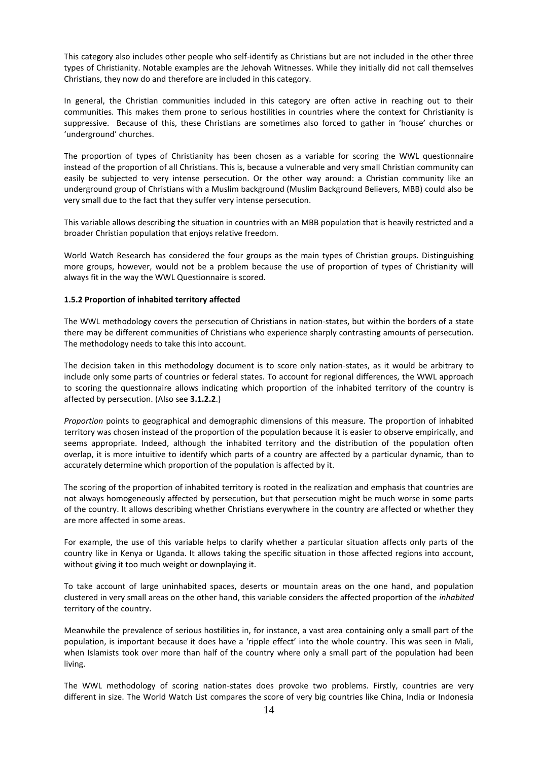This category also includes other people who self-identify as Christians but are not included in the other three types of Christianity. Notable examples are the Jehovah Witnesses. While they initially did not call themselves Christians, they now do and therefore are included in this category.

In general, the Christian communities included in this category are often active in reaching out to their communities. This makes them prone to serious hostilities in countries where the context for Christianity is suppressive. Because of this, these Christians are sometimes also forced to gather in 'house' churches or 'underground' churches.

The proportion of types of Christianity has been chosen as a variable for scoring the WWL questionnaire instead of the proportion of all Christians. This is, because a vulnerable and very small Christian community can easily be subjected to very intense persecution. Or the other way around: a Christian community like an underground group of Christians with a Muslim background (Muslim Background Believers, MBB) could also be very small due to the fact that they suffer very intense persecution.

This variable allows describing the situation in countries with an MBB population that is heavily restricted and a broader Christian population that enjoys relative freedom.

World Watch Research has considered the four groups as the main types of Christian groups. Distinguishing more groups, however, would not be a problem because the use of proportion of types of Christianity will always fit in the way the WWL Questionnaire is scored.

#### 1.5.2 Proportion of inhabited territory affected

The WWL methodology covers the persecution of Christians in nation-states, but within the borders of a state there may be different communities of Christians who experience sharply contrasting amounts of persecution. The methodology needs to take this into account.

The decision taken in this methodology document is to score only nation-states, as it would be arbitrary to include only some parts of countries or federal states. To account for regional differences, the WWL approach to scoring the questionnaire allows indicating which proportion of the inhabited territory of the country is affected by persecution. (Also see **3.1.2.2**.)

*Proportion* points to geographical and demographic dimensions of this measure. The proportion of inhabited territory was chosen instead of the proportion of the population because it is easier to observe empirically, and seems appropriate. Indeed, although the inhabited territory and the distribution of the population often overlap, it is more intuitive to identify which parts of a country are affected by a particular dynamic, than to accurately determine which proportion of the population is affected by it.

The scoring of the proportion of inhabited territory is rooted in the realization and emphasis that countries are not always homogeneously affected by persecution, but that persecution might be much worse in some parts of the country. It allows describing whether Christians everywhere in the country are affected or whether they are more affected in some areas.

For example, the use of this variable helps to clarify whether a particular situation affects only parts of the country like in Kenya or Uganda. It allows taking the specific situation in those affected regions into account, without giving it too much weight or downplaying it.

To take account of large uninhabited spaces, deserts or mountain areas on the one hand, and population clustered in very small areas on the other hand, this variable considers the affected proportion of the *inhabited* territory of the country.

Meanwhile the prevalence of serious hostilities in, for instance, a vast area containing only a small part of the population, is important because it does have a 'ripple effect' into the whole country. This was seen in Mali, when Islamists took over more than half of the country where only a small part of the population had been living.

The WWL methodology of scoring nation-states does provoke two problems. Firstly, countries are very different in size. The World Watch List compares the score of very big countries like China, India or Indonesia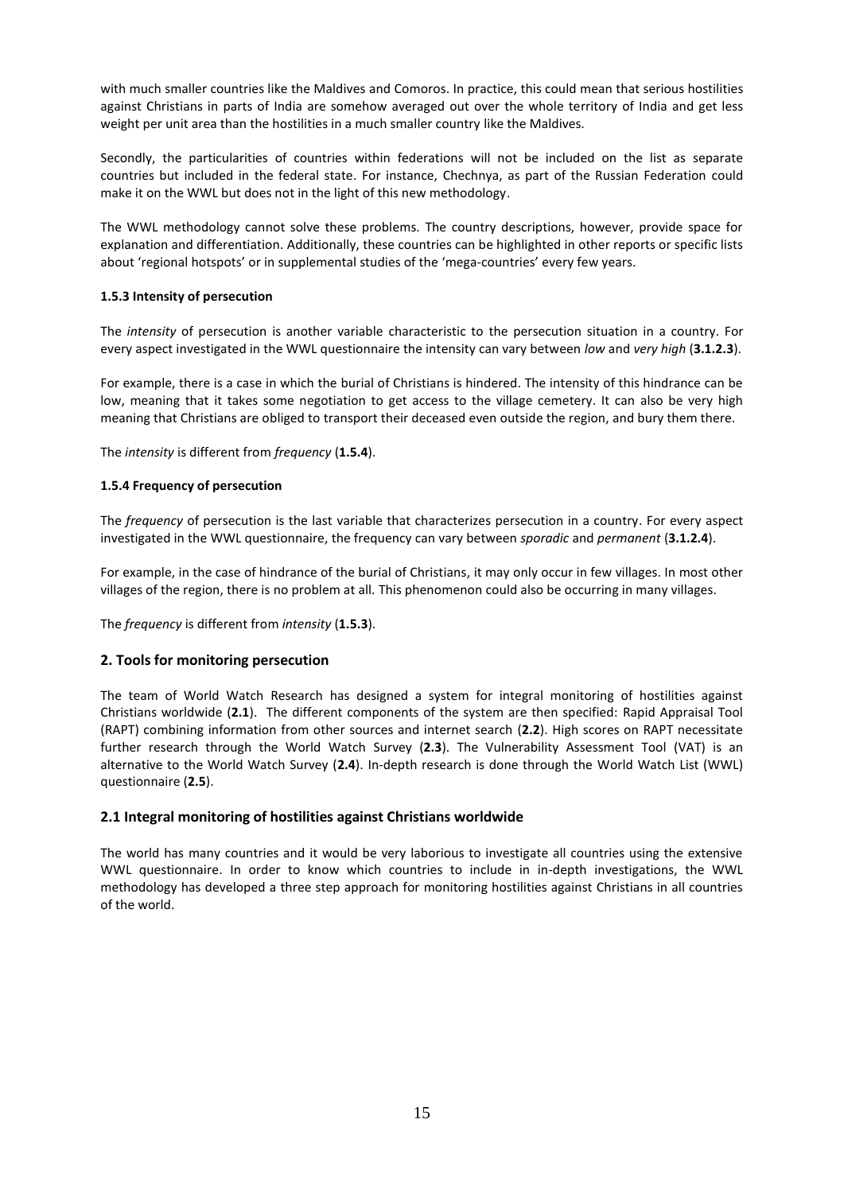with much smaller countries like the Maldives and Comoros. In practice, this could mean that serious hostilities against Christians in parts of India are somehow averaged out over the whole territory of India and get less weight per unit area than the hostilities in a much smaller country like the Maldives.

Secondly, the particularities of countries within federations will not be included on the list as separate countries but included in the federal state. For instance, Chechnya, as part of the Russian Federation could make it on the WWL but does not in the light of this new methodology.

The WWL methodology cannot solve these problems. The country descriptions, however, provide space for explanation and differentiation. Additionally, these countries can be highlighted in other reports or specific lists about 'regional hotspots' or in supplemental studies of the 'mega-countries' every few years.

#### 1.5.3 Intensity of persecution

The *intensity* of persecution is another variable characteristic to the persecution situation in a country. For every aspect investigated in the WWL questionnaire the intensity can vary between *low* and *very high* (**3.1.2.3**).

For example, there is a case in which the burial of Christians is hindered. The intensity of this hindrance can be low, meaning that it takes some negotiation to get access to the village cemetery. It can also be very high meaning that Christians are obliged to transport their deceased even outside the region, and bury them there.

The *intensity* is different from *frequency* (**1.5.4**).

#### 1.5.4 Frequency of persecution

The *frequency* of persecution is the last variable that characterizes persecution in a country. For every aspect investigated in the WWL questionnaire, the frequency can vary between *sporadic* and *permanent* (**3.1.2.4**).

For example, in the case of hindrance of the burial of Christians, it may only occur in few villages. In most other villages of the region, there is no problem at all. This phenomenon could also be occurring in many villages.

The *frequency* is different from *intensity* (**1.5.3**).

## 2. Tools for monitoring persecution

The team of World Watch Research has designed a system for integral monitoring of hostilities against Christians worldwide (**2.1**). The different components of the system are then specified: Rapid Appraisal Tool (RAPT) combining information from other sources and internet search (**2.2**). High scores on RAPT necessitate further research through the World Watch Survey (**2.3**). The Vulnerability Assessment Tool (VAT) is an alternative to the World Watch Survey (**2.4**). In-depth research is done through the World Watch List (WWL) questionnaire (**2.5**).

### 2.1 Integral monitoring of hostilities against Christians worldwide

The world has many countries and it would be very laborious to investigate all countries using the extensive WWL questionnaire. In order to know which countries to include in in-depth investigations, the WWL methodology has developed a three step approach for monitoring hostilities against Christians in all countries of the world.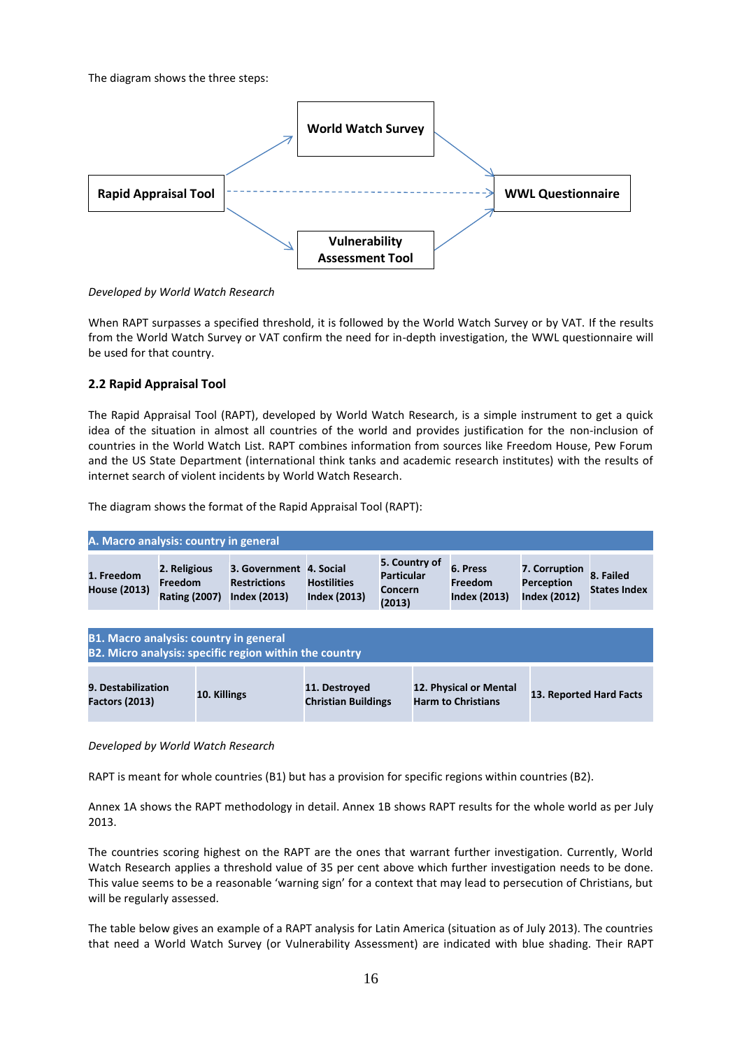The diagram shows the three steps:

| | World Watch Survey | |
|---|---|---|
| Rapid Appraisal Tool | | WWL Questionnaire |
| | Vulnerability Assessment Tool | |

*Developed by World Watch Research*

When RAPT surpasses a specified threshold, it is followed by the World Watch Survey or by VAT. If the results from the World Watch Survey or VAT confirm the need for in-depth investigation, the WWL questionnaire will be used for that country.

### 2.2 Rapid Appraisal Tool

The Rapid Appraisal Tool (RAPT), developed by World Watch Research, is a simple instrument to get a quick idea of the situation in almost all countries of the world and provides justification for the non-inclusion of countries in the World Watch List. RAPT combines information from sources like Freedom House, Pew Forum and the US State Department (international think tanks and academic research institutes) with the results of internet search of violent incidents by World Watch Research.

The diagram shows the format of the Rapid Appraisal Tool (RAPT):

| **A. Macro analysis: country in general** | | | | | | | |
|---|---|---|---|---|---|---|---|
| **1. Freedom House (2013)** | **2. Religious Freedom Rating (2007)** | **3. Government Restrictions Index (2013)** | **4. Social Hostilities Index (2013)** | **5. Country of Particular Concern (2013)** | **6. Press Freedom Index (2013)** | **7. Corruption Perception Index (2012)** | **8. Failed States Index** |

| **B1. Macro analysis: country in general<br>B2. Micro analysis: specific region within the country** | | | | |
|---|---|---|---|---|
| **9. Destabilization Factors (2013)** | **10. Killings** | **11. Destroyed Christian Buildings** | **12. Physical or Mental Harm to Christians** | **13. Reported Hard Facts** |

*Developed by World Watch Research*

RAPT is meant for whole countries (B1) but has a provision for specific regions within countries (B2).

Annex 1A shows the RAPT methodology in detail. Annex 1B shows RAPT results for the whole world as per July 2013.

The countries scoring highest on the RAPT are the ones that warrant further investigation. Currently, World Watch Research applies a threshold value of 35 per cent above which further investigation needs to be done. This value seems to be a reasonable 'warning sign' for a context that may lead to persecution of Christians, but will be regularly assessed.

The table below gives an example of a RAPT analysis for Latin America (situation as of July 2013). The countries that need a World Watch Survey (or Vulnerability Assessment) are indicated with blue shading. Their RAPT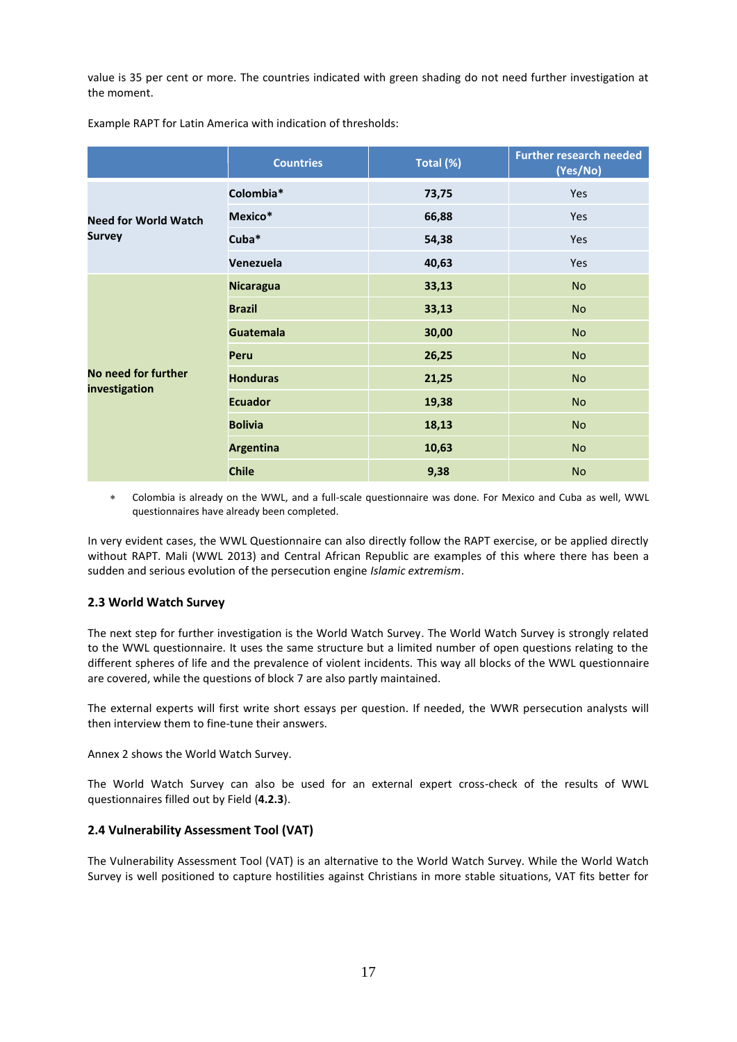value is 35 per cent or more. The countries indicated with green shading do not need further investigation at the moment.

Example RAPT for Latin America with indication of thresholds:

| | Countries | Total (%) | Further research needed (Yes/No) |
|---|---|---|---|
| Need for World Watch Survey | Colombia* | 73,75 | Yes |
| | Mexico* | 66,88 | Yes |
| | Cuba* | 54,38 | Yes |
| | Venezuela | 40,63 | Yes |
| No need for further investigation | Nicaragua | 33,13 | No |
| | Brazil | 33,13 | No |
| | Guatemala | 30,00 | No |
| | Peru | 26,25 | No |
| | Honduras | 21,25 | No |
| | Ecuador | 19,38 | No |
| | Bolivia | 18,13 | No |
| | Argentina | 10,63 | No |
| | Chile | 9,38 | No |

* Colombia is already on the WWL, and a full-scale questionnaire was done. For Mexico and Cuba as well, WWL questionnaires have already been completed.

In very evident cases, the WWL Questionnaire can also directly follow the RAPT exercise, or be applied directly without RAPT. Mali (WWL 2013) and Central African Republic are examples of this where there has been a sudden and serious evolution of the persecution engine *Islamic extremism*.

### 2.3 World Watch Survey

The next step for further investigation is the World Watch Survey. The World Watch Survey is strongly related to the WWL questionnaire. It uses the same structure but a limited number of open questions relating to the different spheres of life and the prevalence of violent incidents. This way all blocks of the WWL questionnaire are covered, while the questions of block 7 are also partly maintained.

The external experts will first write short essays per question. If needed, the WWR persecution analysts will then interview them to fine-tune their answers.

Annex 2 shows the World Watch Survey.

The World Watch Survey can also be used for an external expert cross-check of the results of WWL questionnaires filled out by Field (**4.2.3**).

### 2.4 Vulnerability Assessment Tool (VAT)

The Vulnerability Assessment Tool (VAT) is an alternative to the World Watch Survey. While the World Watch Survey is well positioned to capture hostilities against Christians in more stable situations, VAT fits better for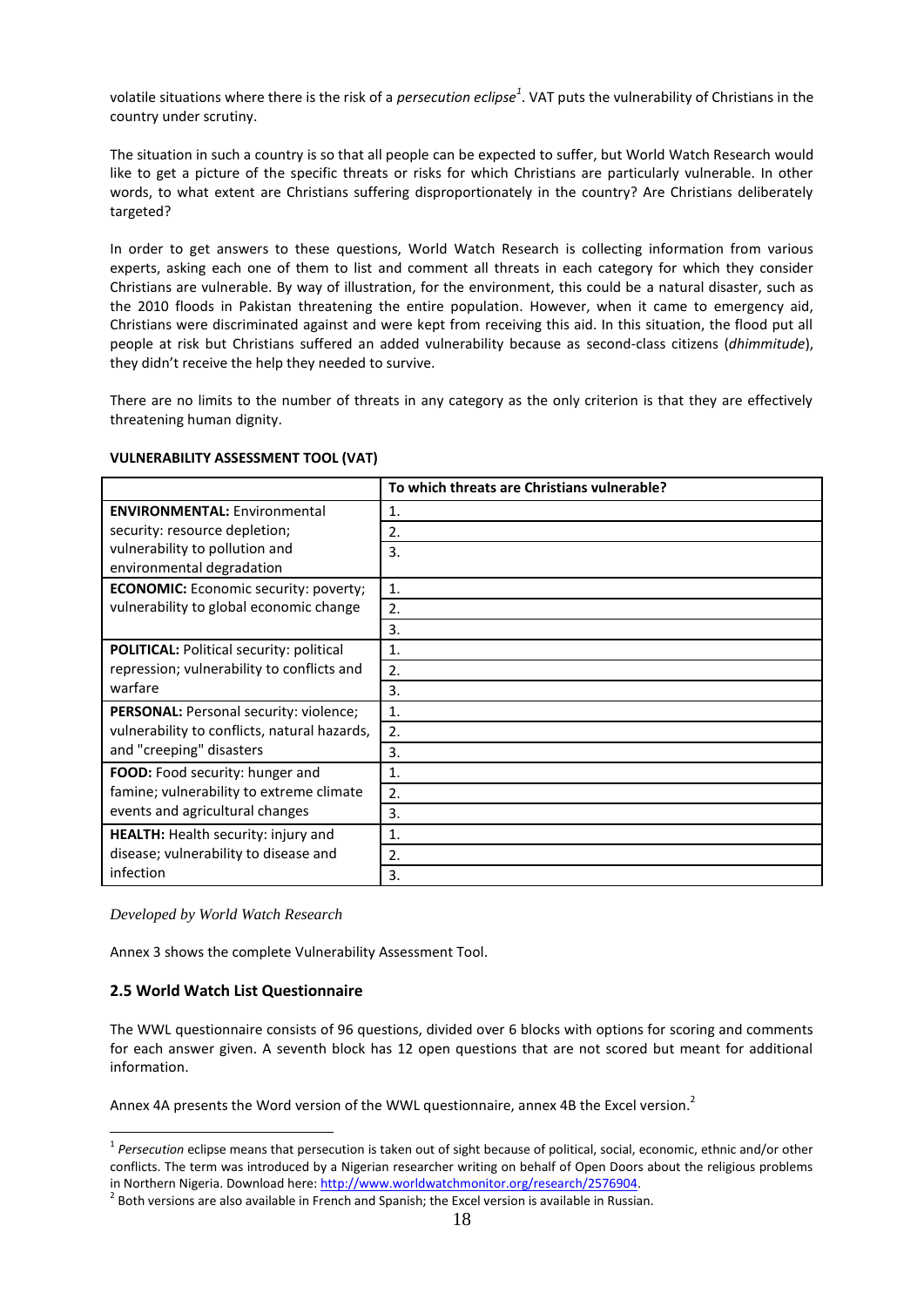volatile situations where there is the risk of a *persecution eclipse*[1]. VAT puts the vulnerability of Christians in the country under scrutiny.

The situation in such a country is so that all people can be expected to suffer, but World Watch Research would like to get a picture of the specific threats or risks for which Christians are particularly vulnerable. In other words, to what extent are Christians suffering disproportionately in the country? Are Christians deliberately targeted?

In order to get answers to these questions, World Watch Research is collecting information from various experts, asking each one of them to list and comment all threats in each category for which they consider Christians are vulnerable. By way of illustration, for the environment, this could be a natural disaster, such as the 2010 floods in Pakistan threatening the entire population. However, when it came to emergency aid, Christians were discriminated against and were kept from receiving this aid. In this situation, the flood put all people at risk but Christians suffered an added vulnerability because as second-class citizens (*dhimmitude*), they didn't receive the help they needed to survive.

There are no limits to the number of threats in any category as the only criterion is that they are effectively threatening human dignity.

**VULNERABILITY ASSESSMENT TOOL (VAT)**

| | To which threats are Christians vulnerable? |
|---|---|
| **ENVIRONMENTAL:** Environmental security: resource depletion; vulnerability to pollution and environmental degradation | 1. |
| | 2. |
| | 3. |
| **ECONOMIC:** Economic security: poverty; vulnerability to global economic change | 1. |
| | 2. |
| | 3. |
| **POLITICAL:** Political security: political repression; vulnerability to conflicts and warfare | 1. |
| | 2. |
| | 3. |
| **PERSONAL:** Personal security: violence; vulnerability to conflicts, natural hazards, and "creeping" disasters | 1. |
| | 2. |
| | 3. |
| **FOOD:** Food security: hunger and famine; vulnerability to extreme climate events and agricultural changes | 1. |
| | 2. |
| | 3. |
| **HEALTH:** Health security: injury and disease; vulnerability to disease and infection | 1. |
| | 2. |
| | 3. |

*Developed by World Watch Research*

Annex 3 shows the complete Vulnerability Assessment Tool.

### 2.5 World Watch List Questionnaire

The WWL questionnaire consists of 96 questions, divided over 6 blocks with options for scoring and comments for each answer given. A seventh block has 12 open questions that are not scored but meant for additional information.

Annex 4A presents the Word version of the WWL questionnaire, annex 4B the Excel version.[2]

---

[1] *Persecution* eclipse means that persecution is taken out of sight because of political, social, economic, ethnic and/or other conflicts. The term was introduced by a Nigerian researcher writing on behalf of Open Doors about the religious problems in Northern Nigeria. Download here: http://www.worldwatchmonitor.org/research/2576904.

[2] Both versions are also available in French and Spanish; the Excel version is available in Russian.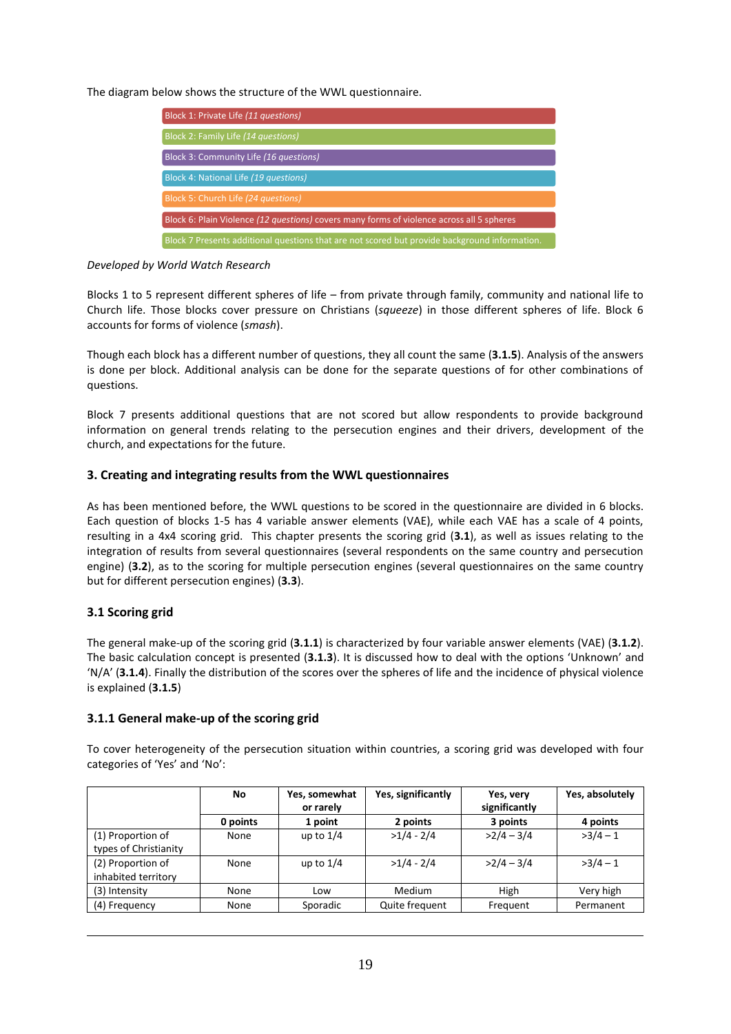The diagram below shows the structure of the WWL questionnaire.

- Block 1: Private Life *(11 questions)*
- Block 2: Family Life *(14 questions)*
- Block 3: Community Life *(16 questions)*
- Block 4: National Life *(19 questions)*
- Block 5: Church Life *(24 questions)*
- Block 6: Plain Violence *(12 questions)* covers many forms of violence across all 5 spheres
- Block 7 Presents additional questions that are not scored but provide background information.

*Developed by World Watch Research*

Blocks 1 to 5 represent different spheres of life – from private through family, community and national life to Church life. Those blocks cover pressure on Christians (*squeeze*) in those different spheres of life. Block 6 accounts for forms of violence (*smash*).

Though each block has a different number of questions, they all count the same (**3.1.5**). Analysis of the answers is done per block. Additional analysis can be done for the separate questions of for other combinations of questions.

Block 7 presents additional questions that are not scored but allow respondents to provide background information on general trends relating to the persecution engines and their drivers, development of the church, and expectations for the future.

## 3. Creating and integrating results from the WWL questionnaires

As has been mentioned before, the WWL questions to be scored in the questionnaire are divided in 6 blocks. Each question of blocks 1-5 has 4 variable answer elements (VAE), while each VAE has a scale of 4 points, resulting in a 4x4 scoring grid. This chapter presents the scoring grid (**3.1**), as well as issues relating to the integration of results from several questionnaires (several respondents on the same country and persecution engine) (**3.2**), as to the scoring for multiple persecution engines (several questionnaires on the same country but for different persecution engines) (**3.3**).

### 3.1 Scoring grid

The general make-up of the scoring grid (**3.1.1**) is characterized by four variable answer elements (VAE) (**3.1.2**). The basic calculation concept is presented (**3.1.3**). It is discussed how to deal with the options 'Unknown' and 'N/A' (**3.1.4**). Finally the distribution of the scores over the spheres of life and the incidence of physical violence is explained (**3.1.5**)

### 3.1.1 General make-up of the scoring grid

To cover heterogeneity of the persecution situation within countries, a scoring grid was developed with four categories of 'Yes' and 'No':

| | **No** | **Yes, somewhat or rarely** | **Yes, significantly** | **Yes, very significantly** | **Yes, absolutely** |
|---|---|---|---|---|---|
| | **0 points** | **1 point** | **2 points** | **3 points** | **4 points** |
| (1) Proportion of types of Christianity | None | up to 1/4 | >1/4 - 2/4 | >2/4 – 3/4 | >3/4 – 1 |
| (2) Proportion of inhabited territory | None | up to 1/4 | >1/4 - 2/4 | >2/4 – 3/4 | >3/4 – 1 |
| (3) Intensity | None | Low | Medium | High | Very high |
| (4) Frequency | None | Sporadic | Quite frequent | Frequent | Permanent |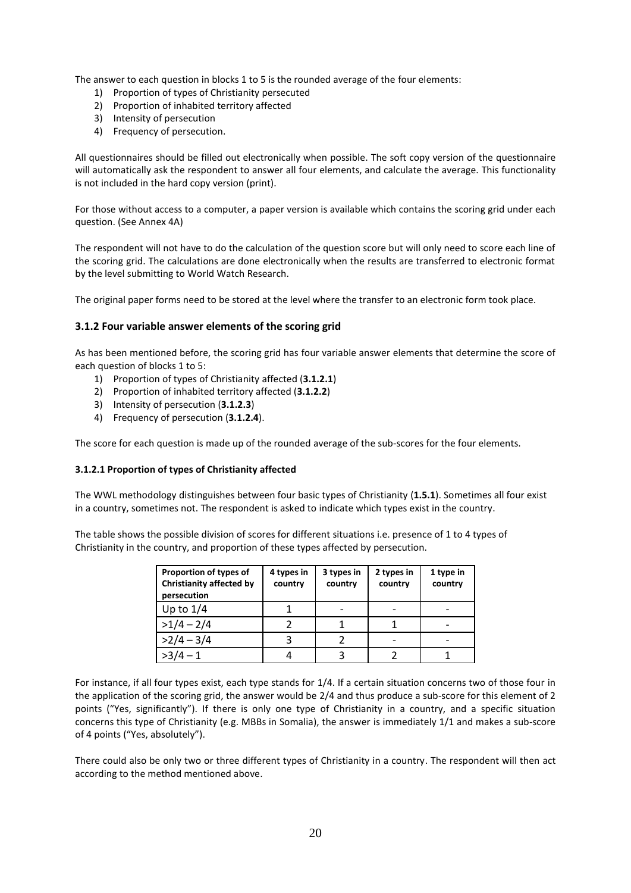The answer to each question in blocks 1 to 5 is the rounded average of the four elements:

1) Proportion of types of Christianity persecuted
2) Proportion of inhabited territory affected
3) Intensity of persecution
4) Frequency of persecution.

All questionnaires should be filled out electronically when possible. The soft copy version of the questionnaire will automatically ask the respondent to answer all four elements, and calculate the average. This functionality is not included in the hard copy version (print).

For those without access to a computer, a paper version is available which contains the scoring grid under each question. (See Annex 4A)

The respondent will not have to do the calculation of the question score but will only need to score each line of the scoring grid. The calculations are done electronically when the results are transferred to electronic format by the level submitting to World Watch Research.

The original paper forms need to be stored at the level where the transfer to an electronic form took place.

### 3.1.2 Four variable answer elements of the scoring grid

As has been mentioned before, the scoring grid has four variable answer elements that determine the score of each question of blocks 1 to 5:

1) Proportion of types of Christianity affected (**3.1.2.1**)
2) Proportion of inhabited territory affected (**3.1.2.2**)
3) Intensity of persecution (**3.1.2.3**)
4) Frequency of persecution (**3.1.2.4**).

The score for each question is made up of the rounded average of the sub-scores for the four elements.

#### 3.1.2.1 Proportion of types of Christianity affected

The WWL methodology distinguishes between four basic types of Christianity (**1.5.1**). Sometimes all four exist in a country, sometimes not. The respondent is asked to indicate which types exist in the country.

The table shows the possible division of scores for different situations i.e. presence of 1 to 4 types of Christianity in the country, and proportion of these types affected by persecution.

| Proportion of types of Christianity affected by persecution | 4 types in country | 3 types in country | 2 types in country | 1 type in country |
|---|---|---|---|---|
| Up to 1/4 | 1 | - | - | - |
| >1/4 – 2/4 | 2 | 1 | 1 | - |
| >2/4 – 3/4 | 3 | 2 | - | - |
| >3/4 – 1 | 4 | 3 | 2 | 1 |

For instance, if all four types exist, each type stands for 1/4. If a certain situation concerns two of those four in the application of the scoring grid, the answer would be 2/4 and thus produce a sub-score for this element of 2 points ("Yes, significantly"). If there is only one type of Christianity in a country, and a specific situation concerns this type of Christianity (e.g. MBBs in Somalia), the answer is immediately 1/1 and makes a sub-score of 4 points ("Yes, absolutely").

There could also be only two or three different types of Christianity in a country. The respondent will then act according to the method mentioned above.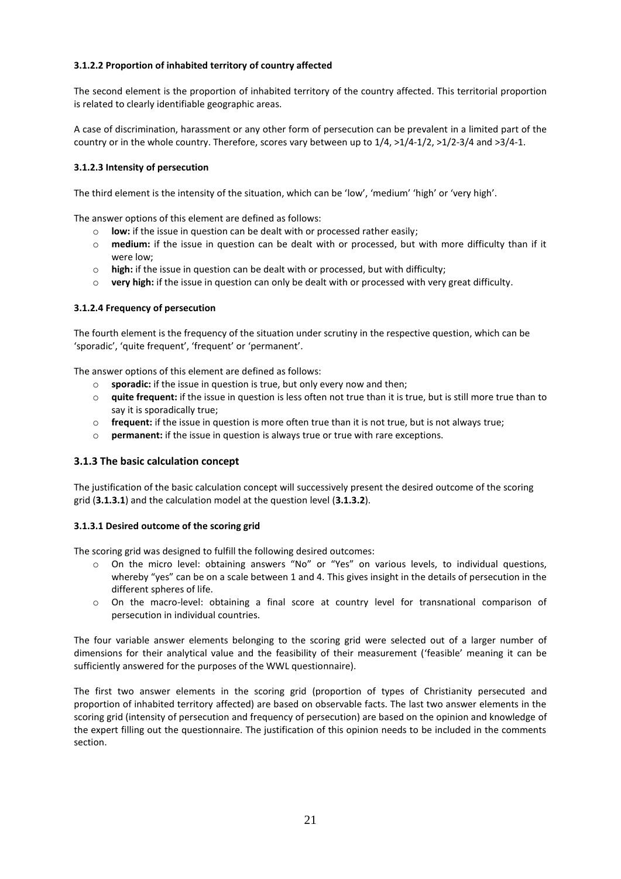#### 3.1.2.2 Proportion of inhabited territory of country affected

The second element is the proportion of inhabited territory of the country affected. This territorial proportion is related to clearly identifiable geographic areas.

A case of discrimination, harassment or any other form of persecution can be prevalent in a limited part of the country or in the whole country. Therefore, scores vary between up to 1/4, >1/4-1/2, >1/2-3/4 and >3/4-1.

#### 3.1.2.3 Intensity of persecution

The third element is the intensity of the situation, which can be 'low', 'medium' 'high' or 'very high'.

The answer options of this element are defined as follows:

- **low:** if the issue in question can be dealt with or processed rather easily;
- **medium:** if the issue in question can be dealt with or processed, but with more difficulty than if it were low;
- **high:** if the issue in question can be dealt with or processed, but with difficulty;
- **very high:** if the issue in question can only be dealt with or processed with very great difficulty.

#### 3.1.2.4 Frequency of persecution

The fourth element is the frequency of the situation under scrutiny in the respective question, which can be 'sporadic', 'quite frequent', 'frequent' or 'permanent'.

The answer options of this element are defined as follows:

- **sporadic:** if the issue in question is true, but only every now and then;
- **quite frequent:** if the issue in question is less often not true than it is true, but is still more true than to say it is sporadically true;
- **frequent:** if the issue in question is more often true than it is not true, but is not always true;
- **permanent:** if the issue in question is always true or true with rare exceptions.

### 3.1.3 The basic calculation concept

The justification of the basic calculation concept will successively present the desired outcome of the scoring grid (**3.1.3.1**) and the calculation model at the question level (**3.1.3.2**).

#### 3.1.3.1 Desired outcome of the scoring grid

The scoring grid was designed to fulfill the following desired outcomes:

- On the micro level: obtaining answers "No" or "Yes" on various levels, to individual questions, whereby "yes" can be on a scale between 1 and 4. This gives insight in the details of persecution in the different spheres of life.
- On the macro-level: obtaining a final score at country level for transnational comparison of persecution in individual countries.

The four variable answer elements belonging to the scoring grid were selected out of a larger number of dimensions for their analytical value and the feasibility of their measurement ('feasible' meaning it can be sufficiently answered for the purposes of the WWL questionnaire).

The first two answer elements in the scoring grid (proportion of types of Christianity persecuted and proportion of inhabited territory affected) are based on observable facts. The last two answer elements in the scoring grid (intensity of persecution and frequency of persecution) are based on the opinion and knowledge of the expert filling out the questionnaire. The justification of this opinion needs to be included in the comments section.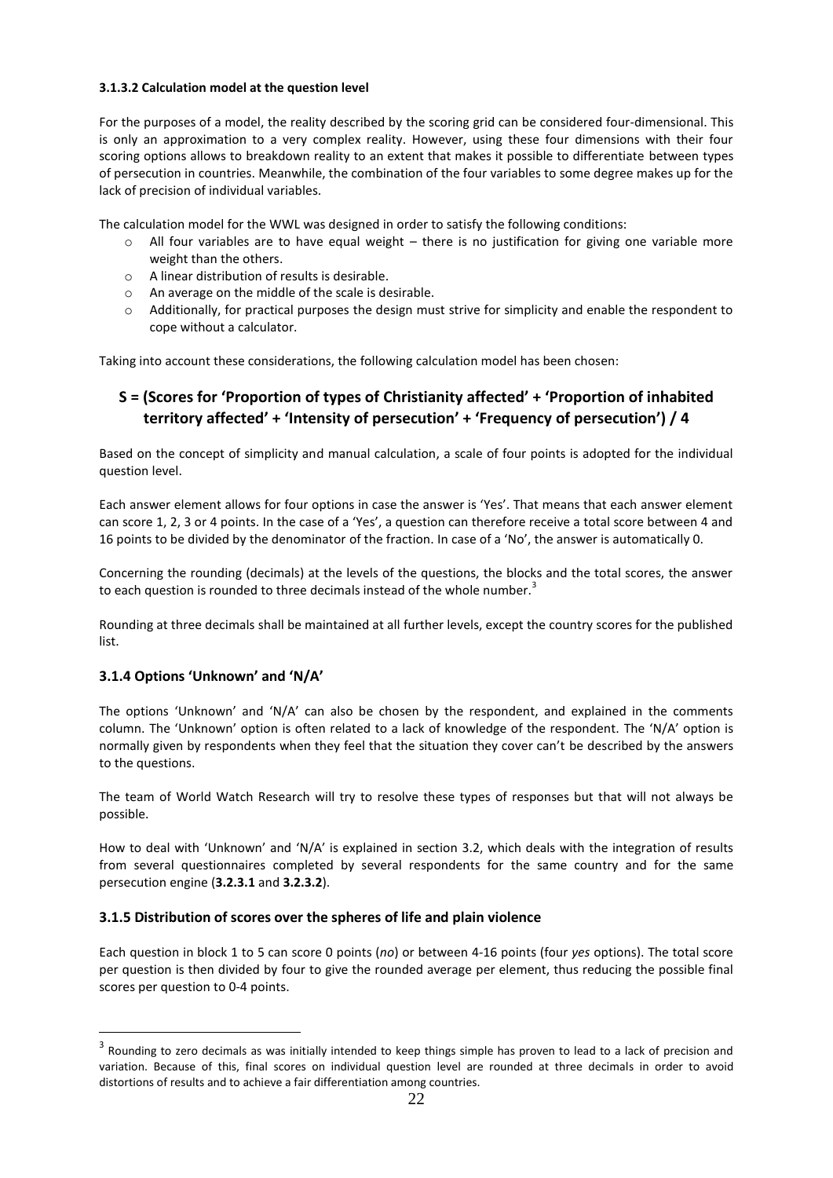#### 3.1.3.2 Calculation model at the question level

For the purposes of a model, the reality described by the scoring grid can be considered four-dimensional. This is only an approximation to a very complex reality. However, using these four dimensions with their four scoring options allows to breakdown reality to an extent that makes it possible to differentiate between types of persecution in countries. Meanwhile, the combination of the four variables to some degree makes up for the lack of precision of individual variables.

The calculation model for the WWL was designed in order to satisfy the following conditions:

- All four variables are to have equal weight – there is no justification for giving one variable more weight than the others.
- A linear distribution of results is desirable.
- An average on the middle of the scale is desirable.
- Additionally, for practical purposes the design must strive for simplicity and enable the respondent to cope without a calculator.

Taking into account these considerations, the following calculation model has been chosen:

## S = (Scores for 'Proportion of types of Christianity affected' + 'Proportion of inhabited territory affected' + 'Intensity of persecution' + 'Frequency of persecution') / 4

Based on the concept of simplicity and manual calculation, a scale of four points is adopted for the individual question level.

Each answer element allows for four options in case the answer is 'Yes'. That means that each answer element can score 1, 2, 3 or 4 points. In the case of a 'Yes', a question can therefore receive a total score between 4 and 16 points to be divided by the denominator of the fraction. In case of a 'No', the answer is automatically 0.

Concerning the rounding (decimals) at the levels of the questions, the blocks and the total scores, the answer to each question is rounded to three decimals instead of the whole number.[3]

Rounding at three decimals shall be maintained at all further levels, except the country scores for the published list.

### 3.1.4 Options 'Unknown' and 'N/A'

The options 'Unknown' and 'N/A' can also be chosen by the respondent, and explained in the comments column. The 'Unknown' option is often related to a lack of knowledge of the respondent. The 'N/A' option is normally given by respondents when they feel that the situation they cover can't be described by the answers to the questions.

The team of World Watch Research will try to resolve these types of responses but that will not always be possible.

How to deal with 'Unknown' and 'N/A' is explained in section 3.2, which deals with the integration of results from several questionnaires completed by several respondents for the same country and for the same persecution engine (**3.2.3.1** and **3.2.3.2**).

### 3.1.5 Distribution of scores over the spheres of life and plain violence

Each question in block 1 to 5 can score 0 points (*no*) or between 4-16 points (four *yes* options). The total score per question is then divided by four to give the rounded average per element, thus reducing the possible final scores per question to 0-4 points.

---

[3] Rounding to zero decimals as was initially intended to keep things simple has proven to lead to a lack of precision and variation. Because of this, final scores on individual question level are rounded at three decimals in order to avoid distortions of results and to achieve a fair differentiation among countries.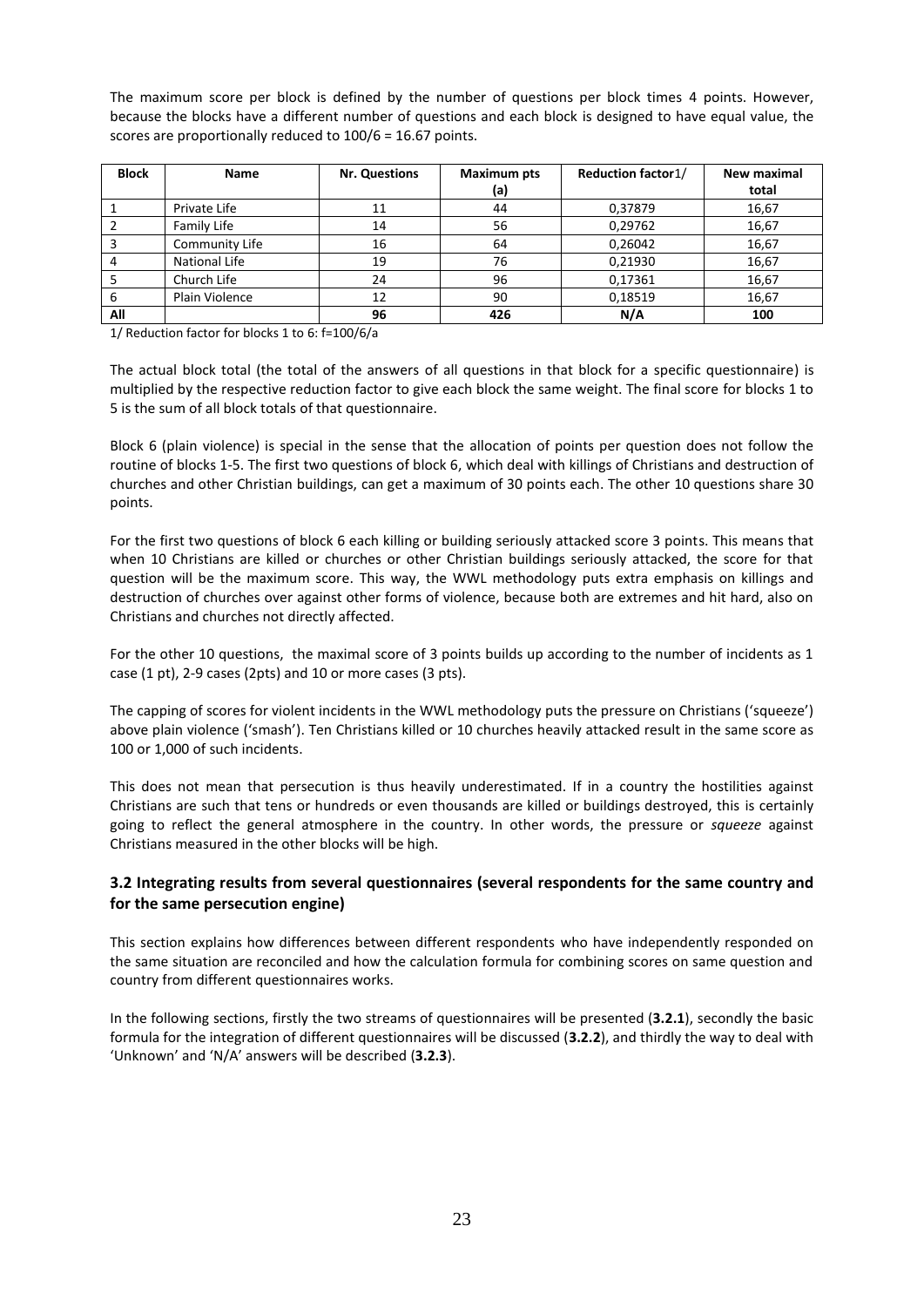The maximum score per block is defined by the number of questions per block times 4 points. However, because the blocks have a different number of questions and each block is designed to have equal value, the scores are proportionally reduced to 100/6 = 16.67 points.

| Block | Name | Nr. Questions | Maximum pts (a) | Reduction factor1/ | New maximal total |
|---|---|---|---|---|---|
| 1 | Private Life | 11 | 44 | 0,37879 | 16,67 |
| 2 | Family Life | 14 | 56 | 0,29762 | 16,67 |
| 3 | Community Life | 16 | 64 | 0,26042 | 16,67 |
| 4 | National Life | 19 | 76 | 0,21930 | 16,67 |
| 5 | Church Life | 24 | 96 | 0,17361 | 16,67 |
| 6 | Plain Violence | 12 | 90 | 0,18519 | 16,67 |
| **All** | | **96** | **426** | **N/A** | **100** |

1/ Reduction factor for blocks 1 to 6: f=100/6/a

The actual block total (the total of the answers of all questions in that block for a specific questionnaire) is multiplied by the respective reduction factor to give each block the same weight. The final score for blocks 1 to 5 is the sum of all block totals of that questionnaire.

Block 6 (plain violence) is special in the sense that the allocation of points per question does not follow the routine of blocks 1-5. The first two questions of block 6, which deal with killings of Christians and destruction of churches and other Christian buildings, can get a maximum of 30 points each. The other 10 questions share 30 points.

For the first two questions of block 6 each killing or building seriously attacked score 3 points. This means that when 10 Christians are killed or churches or other Christian buildings seriously attacked, the score for that question will be the maximum score. This way, the WWL methodology puts extra emphasis on killings and destruction of churches over against other forms of violence, because both are extremes and hit hard, also on Christians and churches not directly affected.

For the other 10 questions, the maximal score of 3 points builds up according to the number of incidents as 1 case (1 pt), 2-9 cases (2pts) and 10 or more cases (3 pts).

The capping of scores for violent incidents in the WWL methodology puts the pressure on Christians ('squeeze') above plain violence ('smash'). Ten Christians killed or 10 churches heavily attacked result in the same score as 100 or 1,000 of such incidents.

This does not mean that persecution is thus heavily underestimated. If in a country the hostilities against Christians are such that tens or hundreds or even thousands are killed or buildings destroyed, this is certainly going to reflect the general atmosphere in the country. In other words, the pressure or *squeeze* against Christians measured in the other blocks will be high.

### 3.2 Integrating results from several questionnaires (several respondents for the same country and for the same persecution engine)

This section explains how differences between different respondents who have independently responded on the same situation are reconciled and how the calculation formula for combining scores on same question and country from different questionnaires works.

In the following sections, firstly the two streams of questionnaires will be presented (**3.2.1**), secondly the basic formula for the integration of different questionnaires will be discussed (**3.2.2**), and thirdly the way to deal with 'Unknown' and 'N/A' answers will be described (**3.2.3**).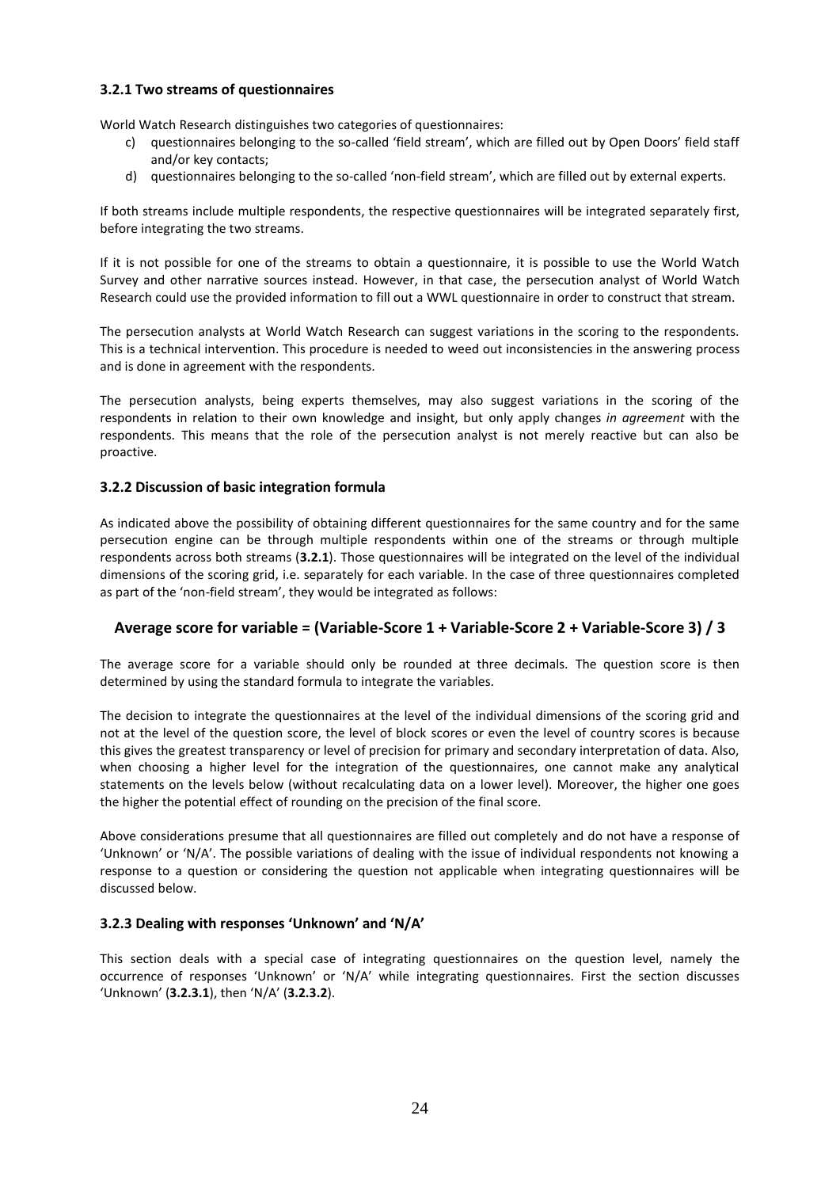### 3.2.1 Two streams of questionnaires

World Watch Research distinguishes two categories of questionnaires:

c) questionnaires belonging to the so-called 'field stream', which are filled out by Open Doors' field staff and/or key contacts;
d) questionnaires belonging to the so-called 'non-field stream', which are filled out by external experts.

If both streams include multiple respondents, the respective questionnaires will be integrated separately first, before integrating the two streams.

If it is not possible for one of the streams to obtain a questionnaire, it is possible to use the World Watch Survey and other narrative sources instead. However, in that case, the persecution analyst of World Watch Research could use the provided information to fill out a WWL questionnaire in order to construct that stream.

The persecution analysts at World Watch Research can suggest variations in the scoring to the respondents. This is a technical intervention. This procedure is needed to weed out inconsistencies in the answering process and is done in agreement with the respondents.

The persecution analysts, being experts themselves, may also suggest variations in the scoring of the respondents in relation to their own knowledge and insight, but only apply changes *in agreement* with the respondents. This means that the role of the persecution analyst is not merely reactive but can also be proactive.

### 3.2.2 Discussion of basic integration formula

As indicated above the possibility of obtaining different questionnaires for the same country and for the same persecution engine can be through multiple respondents within one of the streams or through multiple respondents across both streams (**3.2.1**). Those questionnaires will be integrated on the level of the individual dimensions of the scoring grid, i.e. separately for each variable. In the case of three questionnaires completed as part of the 'non-field stream', they would be integrated as follows:

**Average score for variable = (Variable-Score 1 + Variable-Score 2 + Variable-Score 3) / 3**

The average score for a variable should only be rounded at three decimals. The question score is then determined by using the standard formula to integrate the variables.

The decision to integrate the questionnaires at the level of the individual dimensions of the scoring grid and not at the level of the question score, the level of block scores or even the level of country scores is because this gives the greatest transparency or level of precision for primary and secondary interpretation of data. Also, when choosing a higher level for the integration of the questionnaires, one cannot make any analytical statements on the levels below (without recalculating data on a lower level). Moreover, the higher one goes the higher the potential effect of rounding on the precision of the final score.

Above considerations presume that all questionnaires are filled out completely and do not have a response of 'Unknown' or 'N/A'. The possible variations of dealing with the issue of individual respondents not knowing a response to a question or considering the question not applicable when integrating questionnaires will be discussed below.

### 3.2.3 Dealing with responses 'Unknown' and 'N/A'

This section deals with a special case of integrating questionnaires on the question level, namely the occurrence of responses 'Unknown' or 'N/A' while integrating questionnaires. First the section discusses 'Unknown' (**3.2.3.1**), then 'N/A' (**3.2.3.2**).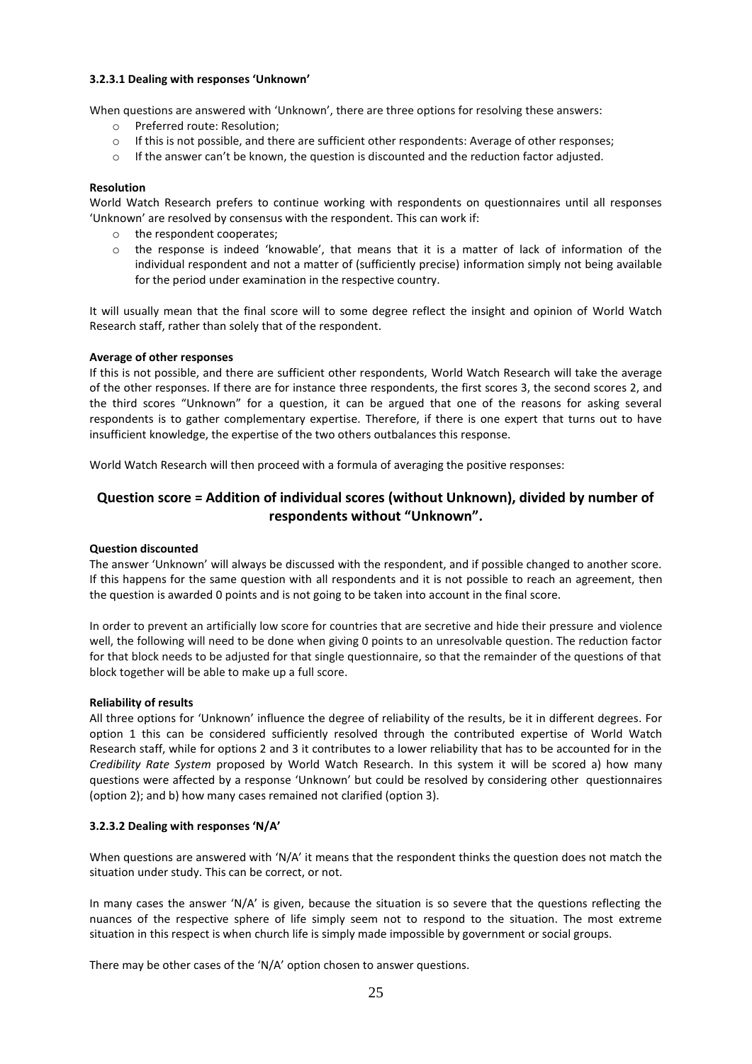#### 3.2.3.1 Dealing with responses 'Unknown'

When questions are answered with 'Unknown', there are three options for resolving these answers:

- Preferred route: Resolution;
- If this is not possible, and there are sufficient other respondents: Average of other responses;
- If the answer can't be known, the question is discounted and the reduction factor adjusted.

**Resolution**

World Watch Research prefers to continue working with respondents on questionnaires until all responses 'Unknown' are resolved by consensus with the respondent. This can work if:

- the respondent cooperates;
- the response is indeed 'knowable', that means that it is a matter of lack of information of the individual respondent and not a matter of (sufficiently precise) information simply not being available for the period under examination in the respective country.

It will usually mean that the final score will to some degree reflect the insight and opinion of World Watch Research staff, rather than solely that of the respondent.

**Average of other responses**

If this is not possible, and there are sufficient other respondents, World Watch Research will take the average of the other responses. If there are for instance three respondents, the first scores 3, the second scores 2, and the third scores "Unknown" for a question, it can be argued that one of the reasons for asking several respondents is to gather complementary expertise. Therefore, if there is one expert that turns out to have insufficient knowledge, the expertise of the two others outbalances this response.

World Watch Research will then proceed with a formula of averaging the positive responses:

## Question score = Addition of individual scores (without Unknown), divided by number of respondents without "Unknown".

**Question discounted**

The answer 'Unknown' will always be discussed with the respondent, and if possible changed to another score. If this happens for the same question with all respondents and it is not possible to reach an agreement, then the question is awarded 0 points and is not going to be taken into account in the final score.

In order to prevent an artificially low score for countries that are secretive and hide their pressure and violence well, the following will need to be done when giving 0 points to an unresolvable question. The reduction factor for that block needs to be adjusted for that single questionnaire, so that the remainder of the questions of that block together will be able to make up a full score.

**Reliability of results**

All three options for 'Unknown' influence the degree of reliability of the results, be it in different degrees. For option 1 this can be considered sufficiently resolved through the contributed expertise of World Watch Research staff, while for options 2 and 3 it contributes to a lower reliability that has to be accounted for in the *Credibility Rate System* proposed by World Watch Research. In this system it will be scored a) how many questions were affected by a response 'Unknown' but could be resolved by considering other questionnaires (option 2); and b) how many cases remained not clarified (option 3).

#### 3.2.3.2 Dealing with responses 'N/A'

When questions are answered with 'N/A' it means that the respondent thinks the question does not match the situation under study. This can be correct, or not.

In many cases the answer 'N/A' is given, because the situation is so severe that the questions reflecting the nuances of the respective sphere of life simply seem not to respond to the situation. The most extreme situation in this respect is when church life is simply made impossible by government or social groups.

There may be other cases of the 'N/A' option chosen to answer questions.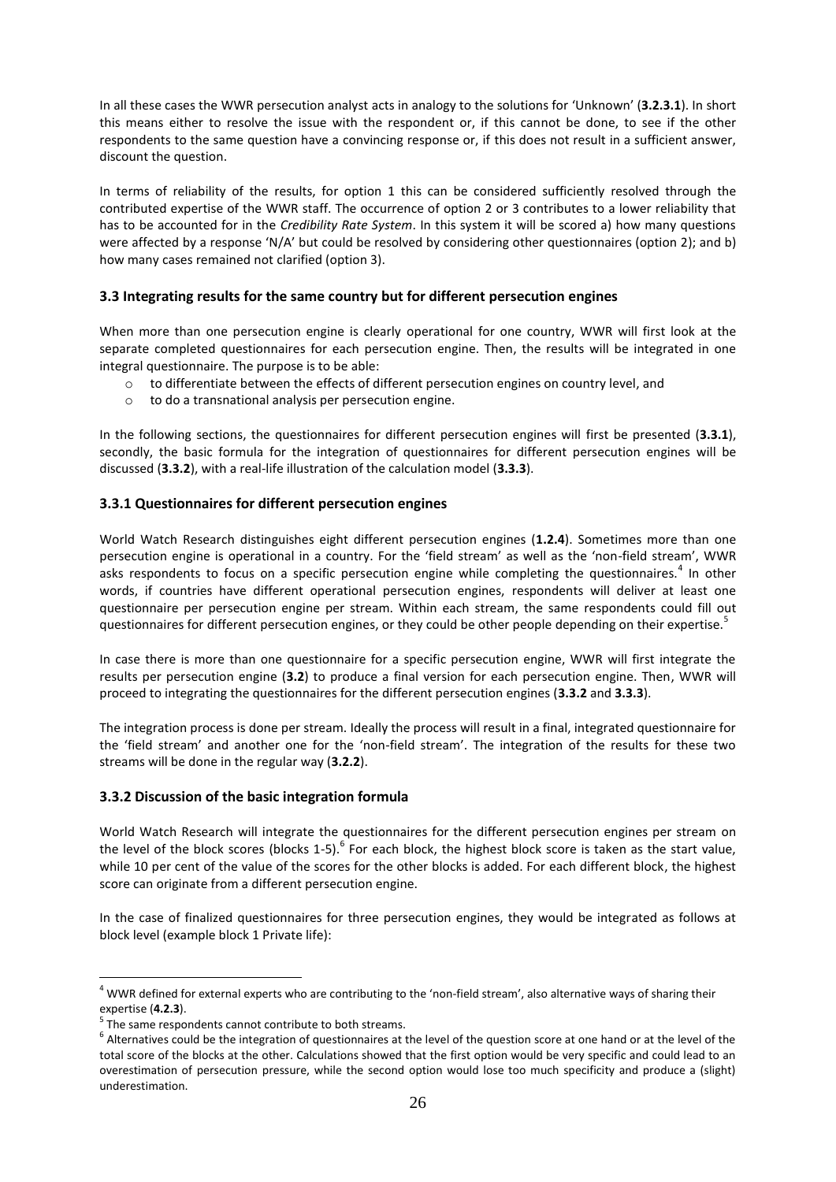In all these cases the WWR persecution analyst acts in analogy to the solutions for 'Unknown' (**3.2.3.1**). In short this means either to resolve the issue with the respondent or, if this cannot be done, to see if the other respondents to the same question have a convincing response or, if this does not result in a sufficient answer, discount the question.

In terms of reliability of the results, for option 1 this can be considered sufficiently resolved through the contributed expertise of the WWR staff. The occurrence of option 2 or 3 contributes to a lower reliability that has to be accounted for in the *Credibility Rate System*. In this system it will be scored a) how many questions were affected by a response 'N/A' but could be resolved by considering other questionnaires (option 2); and b) how many cases remained not clarified (option 3).

### 3.3 Integrating results for the same country but for different persecution engines

When more than one persecution engine is clearly operational for one country, WWR will first look at the separate completed questionnaires for each persecution engine. Then, the results will be integrated in one integral questionnaire. The purpose is to be able:

- to differentiate between the effects of different persecution engines on country level, and
- to do a transnational analysis per persecution engine.

In the following sections, the questionnaires for different persecution engines will first be presented (**3.3.1**), secondly, the basic formula for the integration of questionnaires for different persecution engines will be discussed (**3.3.2**), with a real-life illustration of the calculation model (**3.3.3**).

### 3.3.1 Questionnaires for different persecution engines

World Watch Research distinguishes eight different persecution engines (**1.2.4**). Sometimes more than one persecution engine is operational in a country. For the 'field stream' as well as the 'non-field stream', WWR asks respondents to focus on a specific persecution engine while completing the questionnaires.[4] In other words, if countries have different operational persecution engines, respondents will deliver at least one questionnaire per persecution engine per stream. Within each stream, the same respondents could fill out questionnaires for different persecution engines, or they could be other people depending on their expertise.[5]

In case there is more than one questionnaire for a specific persecution engine, WWR will first integrate the results per persecution engine (**3.2**) to produce a final version for each persecution engine. Then, WWR will proceed to integrating the questionnaires for the different persecution engines (**3.3.2** and **3.3.3**).

The integration process is done per stream. Ideally the process will result in a final, integrated questionnaire for the 'field stream' and another one for the 'non-field stream'. The integration of the results for these two streams will be done in the regular way (**3.2.2**).

### 3.3.2 Discussion of the basic integration formula

World Watch Research will integrate the questionnaires for the different persecution engines per stream on the level of the block scores (blocks 1-5).[6] For each block, the highest block score is taken as the start value, while 10 per cent of the value of the scores for the other blocks is added. For each different block, the highest score can originate from a different persecution engine.

In the case of finalized questionnaires for three persecution engines, they would be integrated as follows at block level (example block 1 Private life):

---

[4] WWR defined for external experts who are contributing to the 'non-field stream', also alternative ways of sharing their expertise (**4.2.3**).

[5] The same respondents cannot contribute to both streams.

[6] Alternatives could be the integration of questionnaires at the level of the question score at one hand or at the level of the total score of the blocks at the other. Calculations showed that the first option would be very specific and could lead to an overestimation of persecution pressure, while the second option would lose too much specificity and produce a (slight) underestimation.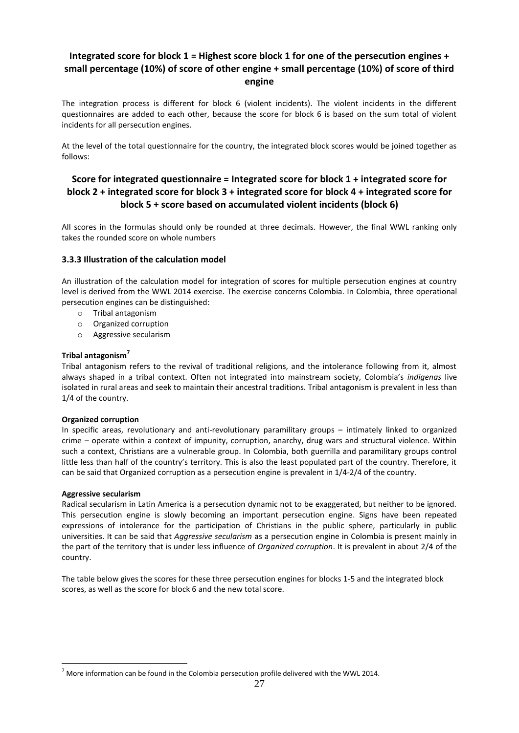**Integrated score for block 1 = Highest score block 1 for one of the persecution engines + small percentage (10%) of score of other engine + small percentage (10%) of score of third engine**

The integration process is different for block 6 (violent incidents). The violent incidents in the different questionnaires are added to each other, because the score for block 6 is based on the sum total of violent incidents for all persecution engines.

At the level of the total questionnaire for the country, the integrated block scores would be joined together as follows:

**Score for integrated questionnaire = Integrated score for block 1 + integrated score for block 2 + integrated score for block 3 + integrated score for block 4 + integrated score for block 5 + score based on accumulated violent incidents (block 6)**

All scores in the formulas should only be rounded at three decimals. However, the final WWL ranking only takes the rounded score on whole numbers

### 3.3.3 Illustration of the calculation model

An illustration of the calculation model for integration of scores for multiple persecution engines at country level is derived from the WWL 2014 exercise. The exercise concerns Colombia. In Colombia, three operational persecution engines can be distinguished:

- Tribal antagonism
- Organized corruption
- Aggressive secularism

**Tribal antagonism**[7]

Tribal antagonism refers to the revival of traditional religions, and the intolerance following from it, almost always shaped in a tribal context. Often not integrated into mainstream society, Colombia's *indigenas* live isolated in rural areas and seek to maintain their ancestral traditions. Tribal antagonism is prevalent in less than 1/4 of the country.

**Organized corruption**

In specific areas, revolutionary and anti-revolutionary paramilitary groups – intimately linked to organized crime – operate within a context of impunity, corruption, anarchy, drug wars and structural violence. Within such a context, Christians are a vulnerable group. In Colombia, both guerrilla and paramilitary groups control little less than half of the country's territory. This is also the least populated part of the country. Therefore, it can be said that Organized corruption as a persecution engine is prevalent in 1/4-2/4 of the country.

**Aggressive secularism**

Radical secularism in Latin America is a persecution dynamic not to be exaggerated, but neither to be ignored. This persecution engine is slowly becoming an important persecution engine. Signs have been repeated expressions of intolerance for the participation of Christians in the public sphere, particularly in public universities. It can be said that *Aggressive secularism* as a persecution engine in Colombia is present mainly in the part of the territory that is under less influence of *Organized corruption*. It is prevalent in about 2/4 of the country.

The table below gives the scores for these three persecution engines for blocks 1-5 and the integrated block scores, as well as the score for block 6 and the new total score.

---

[7] More information can be found in the Colombia persecution profile delivered with the WWL 2014.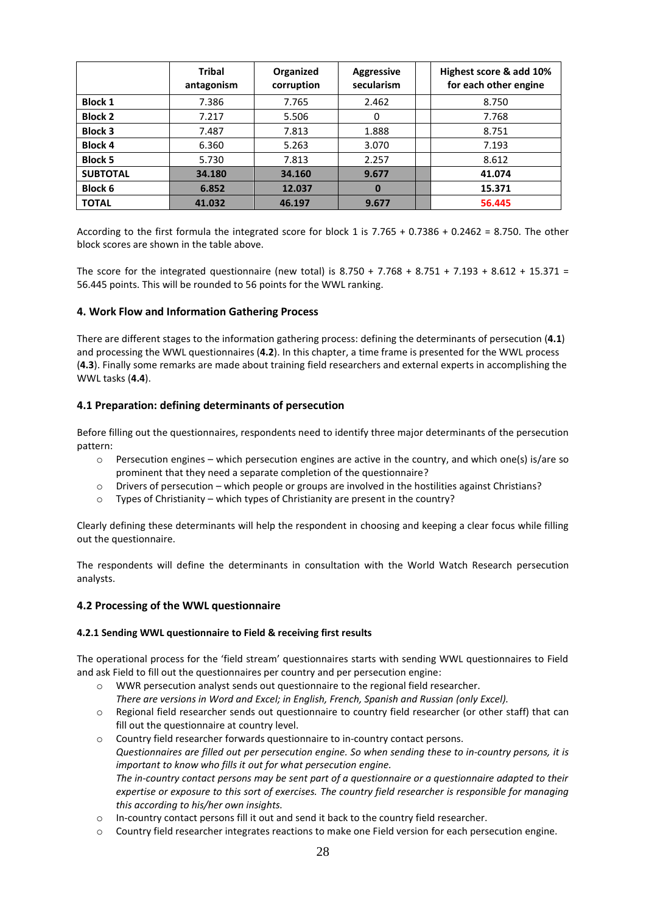| | Tribal antagonism | Organized corruption | Aggressive secularism | | Highest score & add 10% for each other engine |
|---|---|---|---|---|---|
| **Block 1** | 7.386 | 7.765 | 2.462 | | 8.750 |
| **Block 2** | 7.217 | 5.506 | 0 | | 7.768 |
| **Block 3** | 7.487 | 7.813 | 1.888 | | 8.751 |
| **Block 4** | 6.360 | 5.263 | 3.070 | | 7.193 |
| **Block 5** | 5.730 | 7.813 | 2.257 | | 8.612 |
| **SUBTOTAL** | **34.180** | **34.160** | **9.677** | | **41.074** |
| **Block 6** | **6.852** | **12.037** | **0** | | **15.371** |
| **TOTAL** | **41.032** | **46.197** | **9.677** | | **56.445** |

According to the first formula the integrated score for block 1 is 7.765 + 0.7386 + 0.2462 = 8.750. The other block scores are shown in the table above.

The score for the integrated questionnaire (new total) is 8.750 + 7.768 + 8.751 + 7.193 + 8.612 + 15.371 = 56.445 points. This will be rounded to 56 points for the WWL ranking.

## 4. Work Flow and Information Gathering Process

There are different stages to the information gathering process: defining the determinants of persecution (**4.1**) and processing the WWL questionnaires (**4.2**). In this chapter, a time frame is presented for the WWL process (**4.3**). Finally some remarks are made about training field researchers and external experts in accomplishing the WWL tasks (**4.4**).

### 4.1 Preparation: defining determinants of persecution

Before filling out the questionnaires, respondents need to identify three major determinants of the persecution pattern:

- Persecution engines – which persecution engines are active in the country, and which one(s) is/are so prominent that they need a separate completion of the questionnaire?
- Drivers of persecution – which people or groups are involved in the hostilities against Christians?
- Types of Christianity – which types of Christianity are present in the country?

Clearly defining these determinants will help the respondent in choosing and keeping a clear focus while filling out the questionnaire.

The respondents will define the determinants in consultation with the World Watch Research persecution analysts.

### 4.2 Processing of the WWL questionnaire

#### 4.2.1 Sending WWL questionnaire to Field & receiving first results

The operational process for the 'field stream' questionnaires starts with sending WWL questionnaires to Field and ask Field to fill out the questionnaires per country and per persecution engine:

- WWR persecution analyst sends out questionnaire to the regional field researcher.
  *There are versions in Word and Excel; in English, French, Spanish and Russian (only Excel).*
- Regional field researcher sends out questionnaire to country field researcher (or other staff) that can fill out the questionnaire at country level.
- Country field researcher forwards questionnaire to in-country contact persons.
  *Questionnaires are filled out per persecution engine. So when sending these to in-country persons, it is important to know who fills it out for what persecution engine.*
  *The in-country contact persons may be sent part of a questionnaire or a questionnaire adapted to their expertise or exposure to this sort of exercises. The country field researcher is responsible for managing this according to his/her own insights.*
- In-country contact persons fill it out and send it back to the country field researcher.
- Country field researcher integrates reactions to make one Field version for each persecution engine.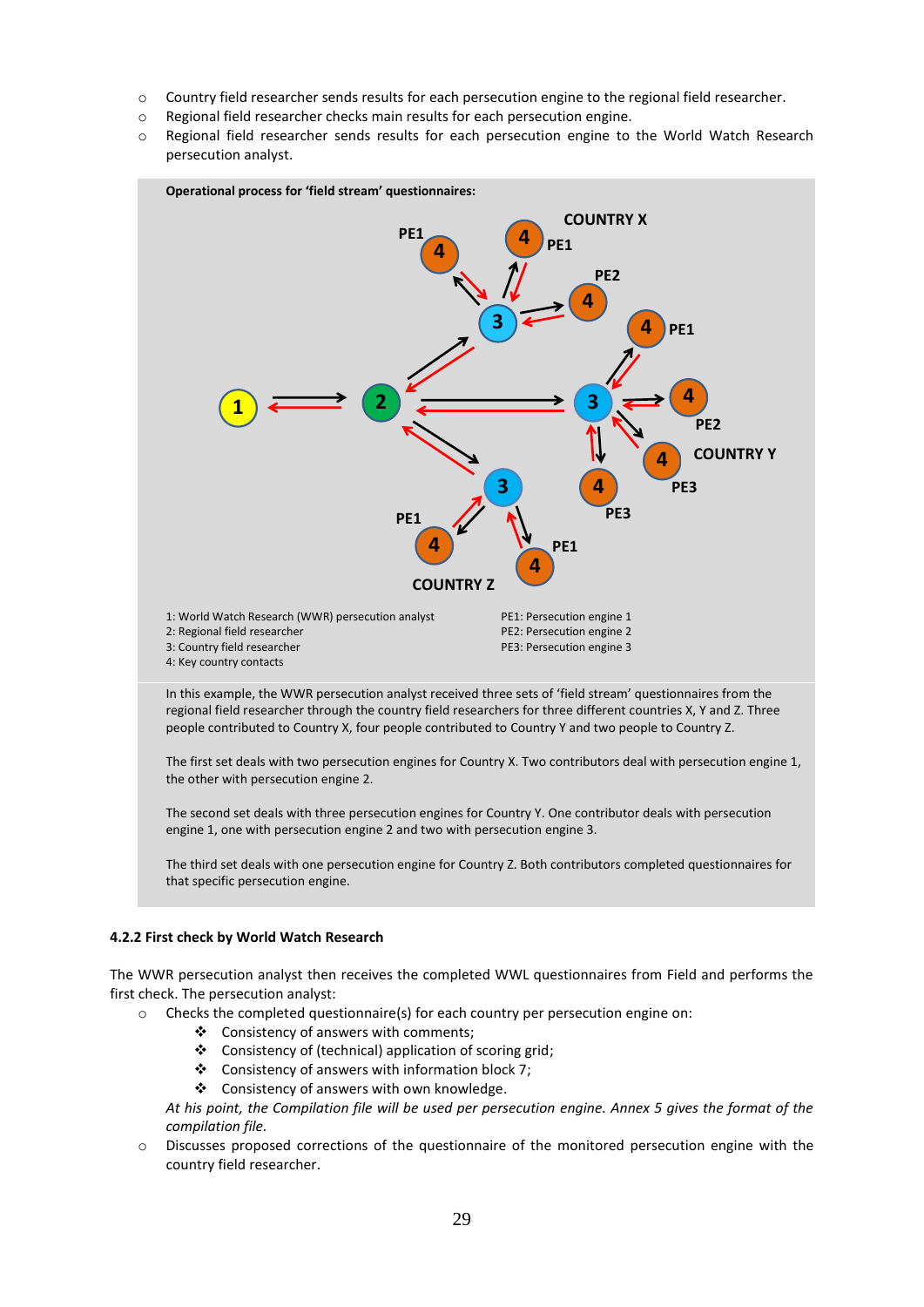- Country field researcher sends results for each persecution engine to the regional field researcher.
- Regional field researcher checks main results for each persecution engine.
- Regional field researcher sends results for each persecution engine to the World Watch Research persecution analyst.

**Operational process for 'field stream' questionnaires:**

1: World Watch Research (WWR) persecution analyst
2: Regional field researcher
3: Country field researcher
4: Key country contacts

PE1: Persecution engine 1
PE2: Persecution engine 2
PE3: Persecution engine 3

In this example, the WWR persecution analyst received three sets of 'field stream' questionnaires from the regional field researcher through the country field researchers for three different countries X, Y and Z. Three people contributed to Country X, four people contributed to Country Y and two people to Country Z.

The first set deals with two persecution engines for Country X. Two contributors deal with persecution engine 1, the other with persecution engine 2.

The second set deals with three persecution engines for Country Y. One contributor deals with persecution engine 1, one with persecution engine 2 and two with persecution engine 3.

The third set deals with one persecution engine for Country Z. Both contributors completed questionnaires for that specific persecution engine.

#### 4.2.2 First check by World Watch Research

The WWR persecution analyst then receives the completed WWL questionnaires from Field and performs the first check. The persecution analyst:

- Checks the completed questionnaire(s) for each country per persecution engine on:
  - Consistency of answers with comments;
  - Consistency of (technical) application of scoring grid;
  - Consistency of answers with information block 7;
  - Consistency of answers with own knowledge.

  *At his point, the Compilation file will be used per persecution engine. Annex 5 gives the format of the compilation file.*
- Discusses proposed corrections of the questionnaire of the monitored persecution engine with the country field researcher.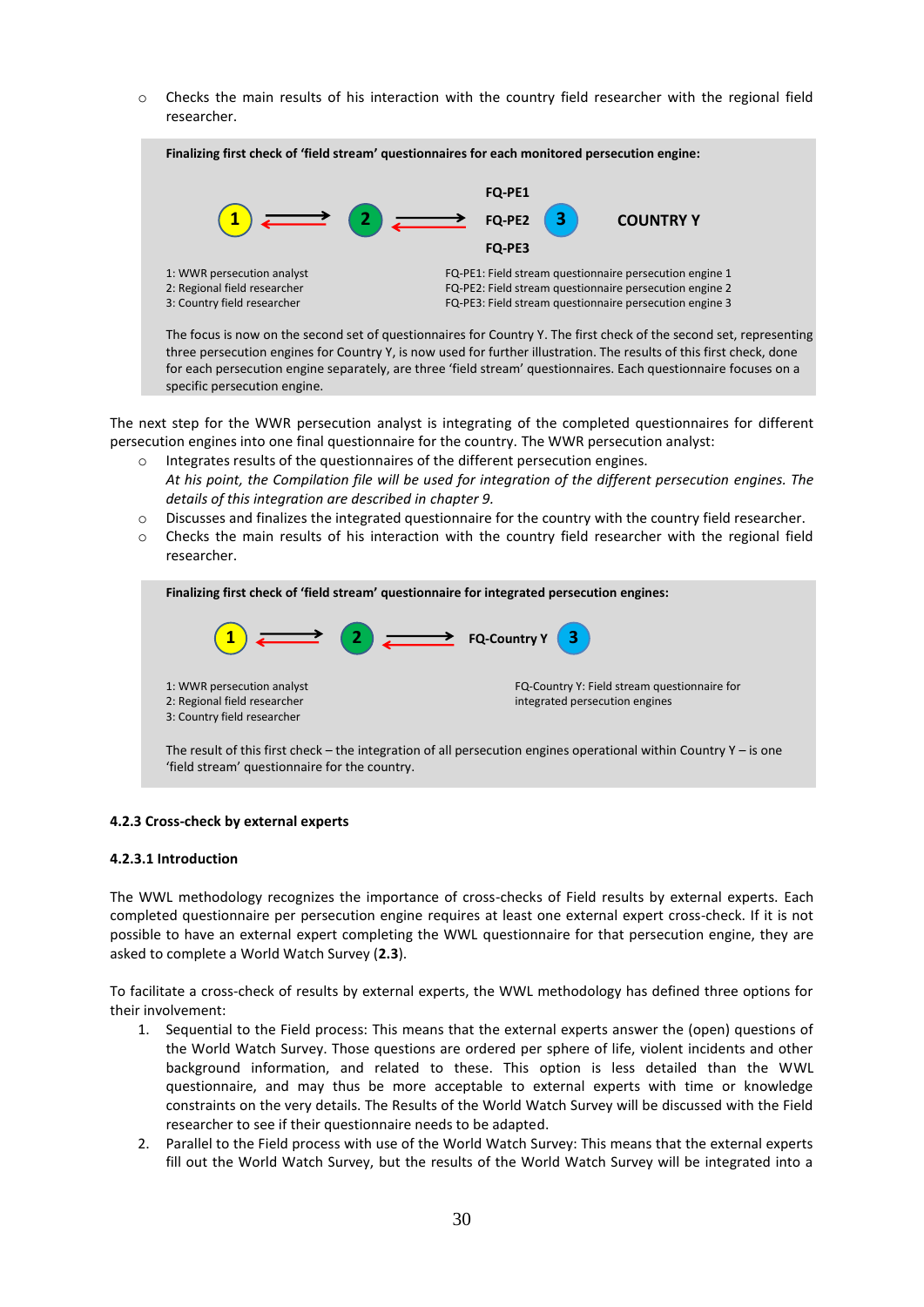- Checks the main results of his interaction with the country field researcher with the regional field researcher.

> **Finalizing first check of 'field stream' questionnaires for each monitored persecution engine:**
>
> 1 ⇄ 2 ⇄ FQ-PE1 / FQ-PE2 / FQ-PE3 — 3 — COUNTRY Y
>
> 1: WWR persecution analyst
> 2: Regional field researcher
> 3: Country field researcher
>
> FQ-PE1: Field stream questionnaire persecution engine 1
> FQ-PE2: Field stream questionnaire persecution engine 2
> FQ-PE3: Field stream questionnaire persecution engine 3
>
> The focus is now on the second set of questionnaires for Country Y. The first check of the second set, representing three persecution engines for Country Y, is now used for further illustration. The results of this first check, done for each persecution engine separately, are three 'field stream' questionnaires. Each questionnaire focuses on a specific persecution engine.

The next step for the WWR persecution analyst is integrating of the completed questionnaires for different persecution engines into one final questionnaire for the country. The WWR persecution analyst:

- Integrates results of the questionnaires of the different persecution engines.
  *At his point, the Compilation file will be used for integration of the different persecution engines. The details of this integration are described in chapter 9.*
- Discusses and finalizes the integrated questionnaire for the country with the country field researcher.
- Checks the main results of his interaction with the country field researcher with the regional field researcher.

> **Finalizing first check of 'field stream' questionnaire for integrated persecution engines:**
>
> 1 ⇄ 2 ⇄ FQ-Country Y — 3
>
> 1: WWR persecution analyst
> 2: Regional field researcher
> 3: Country field researcher
>
> FQ-Country Y: Field stream questionnaire for integrated persecution engines
>
> The result of this first check – the integration of all persecution engines operational within Country Y – is one 'field stream' questionnaire for the country.

#### 4.2.3 Cross-check by external experts

##### 4.2.3.1 Introduction

The WWL methodology recognizes the importance of cross-checks of Field results by external experts. Each completed questionnaire per persecution engine requires at least one external expert cross-check. If it is not possible to have an external expert completing the WWL questionnaire for that persecution engine, they are asked to complete a World Watch Survey (**2.3**).

To facilitate a cross-check of results by external experts, the WWL methodology has defined three options for their involvement:

1. Sequential to the Field process: This means that the external experts answer the (open) questions of the World Watch Survey. Those questions are ordered per sphere of life, violent incidents and other background information, and related to these. This option is less detailed than the WWL questionnaire, and may thus be more acceptable to external experts with time or knowledge constraints on the very details. The Results of the World Watch Survey will be discussed with the Field researcher to see if their questionnaire needs to be adapted.
2. Parallel to the Field process with use of the World Watch Survey: This means that the external experts fill out the World Watch Survey, but the results of the World Watch Survey will be integrated into a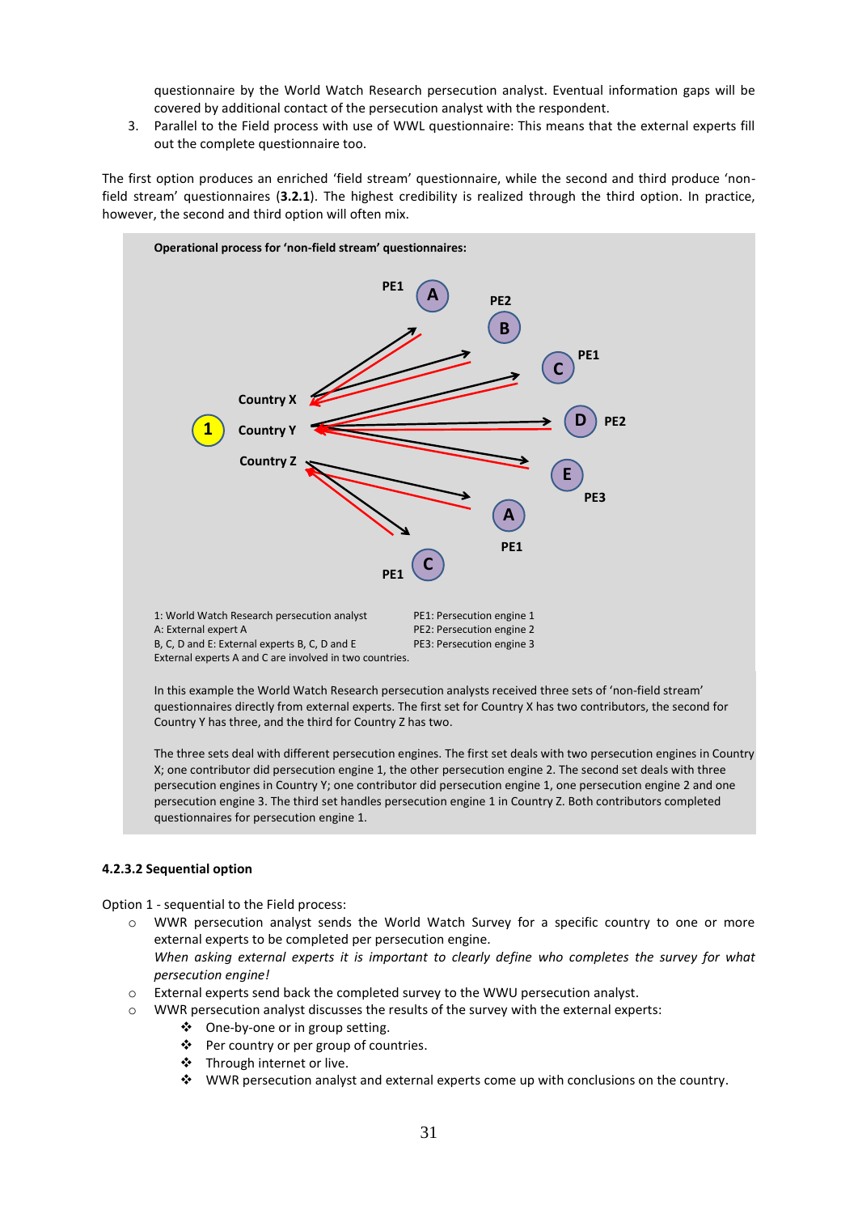questionnaire by the World Watch Research persecution analyst. Eventual information gaps will be covered by additional contact of the persecution analyst with the respondent.

3. Parallel to the Field process with use of WWL questionnaire: This means that the external experts fill out the complete questionnaire too.

The first option produces an enriched 'field stream' questionnaire, while the second and third produce 'non-field stream' questionnaires (**3.2.1**). The highest credibility is realized through the third option. In practice, however, the second and third option will often mix.

**Operational process for 'non-field stream' questionnaires:**

1: World Watch Research persecution analyst
A: External expert A
B, C, D and E: External experts B, C, D and E
External experts A and C are involved in two countries.

PE1: Persecution engine 1
PE2: Persecution engine 2
PE3: Persecution engine 3

In this example the World Watch Research persecution analysts received three sets of 'non-field stream' questionnaires directly from external experts. The first set for Country X has two contributors, the second for Country Y has three, and the third for Country Z has two.

The three sets deal with different persecution engines. The first set deals with two persecution engines in Country X; one contributor did persecution engine 1, the other persecution engine 2. The second set deals with three persecution engines in Country Y; one contributor did persecution engine 1, one persecution engine 2 and one persecution engine 3. The third set handles persecution engine 1 in Country Z. Both contributors completed questionnaires for persecution engine 1.

#### 4.2.3.2 Sequential option

Option 1 - sequential to the Field process:

- WWR persecution analyst sends the World Watch Survey for a specific country to one or more external experts to be completed per persecution engine.
  *When asking external experts it is important to clearly define who completes the survey for what persecution engine!*
- External experts send back the completed survey to the WWU persecution analyst.
- WWR persecution analyst discusses the results of the survey with the external experts:
  - One-by-one or in group setting.
  - Per country or per group of countries.
  - Through internet or live.
  - WWR persecution analyst and external experts come up with conclusions on the country.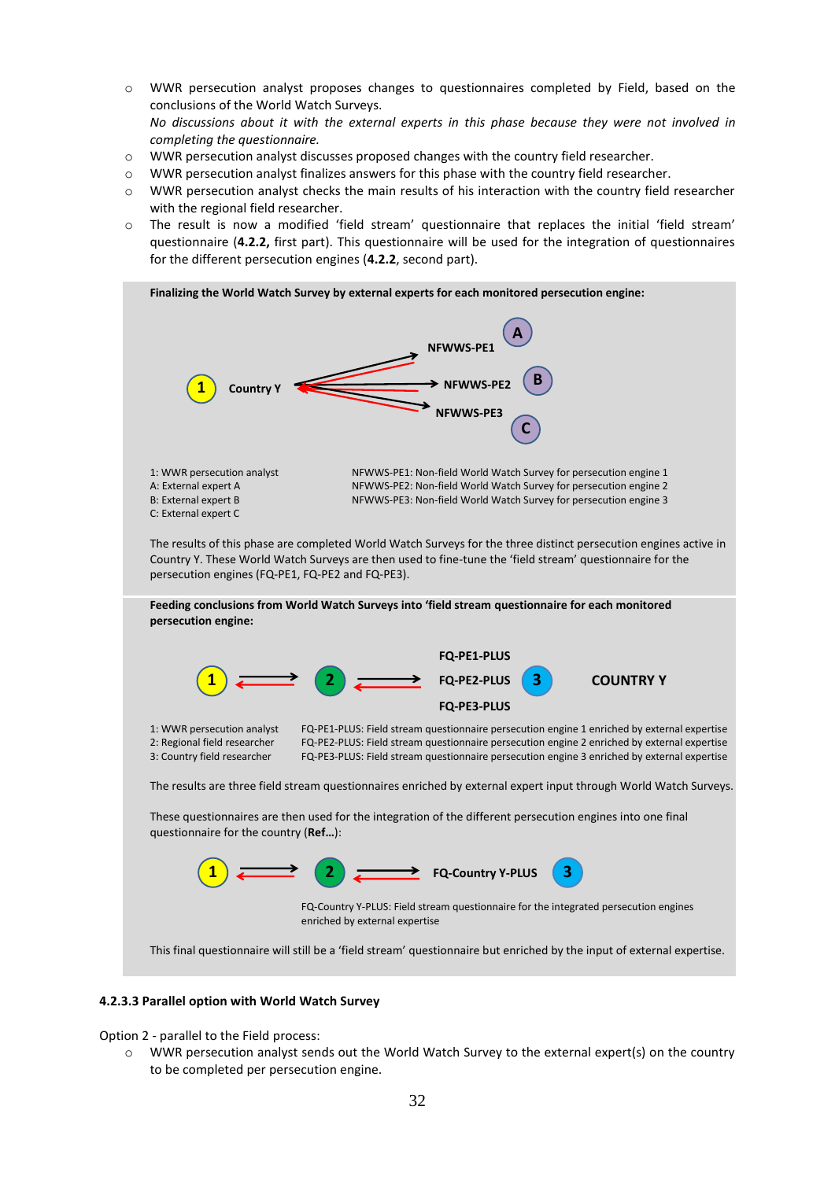- WWR persecution analyst proposes changes to questionnaires completed by Field, based on the conclusions of the World Watch Surveys.
  *No discussions about it with the external experts in this phase because they were not involved in completing the questionnaire.*
- WWR persecution analyst discusses proposed changes with the country field researcher.
- WWR persecution analyst finalizes answers for this phase with the country field researcher.
- WWR persecution analyst checks the main results of his interaction with the country field researcher with the regional field researcher.
- The result is now a modified 'field stream' questionnaire that replaces the initial 'field stream' questionnaire (**4.2.2,** first part). This questionnaire will be used for the integration of questionnaires for the different persecution engines (**4.2.2**, second part).

**Finalizing the World Watch Survey by external experts for each monitored persecution engine:**

1 Country Y → NFWWS-PE1 (A), NFWWS-PE2 (B), NFWWS-PE3 (C)

1: WWR persecution analyst
A: External expert A
B: External expert B
C: External expert C

NFWWS-PE1: Non-field World Watch Survey for persecution engine 1
NFWWS-PE2: Non-field World Watch Survey for persecution engine 2
NFWWS-PE3: Non-field World Watch Survey for persecution engine 3

The results of this phase are completed World Watch Surveys for the three distinct persecution engines active in Country Y. These World Watch Surveys are then used to fine-tune the 'field stream' questionnaire for the persecution engines (FQ-PE1, FQ-PE2 and FQ-PE3).

**Feeding conclusions from World Watch Surveys into 'field stream questionnaire for each monitored persecution engine:**

1 ⇄ 2 ⇄ FQ-PE1-PLUS / FQ-PE2-PLUS / FQ-PE3-PLUS 3 COUNTRY Y

1: WWR persecution analyst
2: Regional field researcher
3: Country field researcher

FQ-PE1-PLUS: Field stream questionnaire persecution engine 1 enriched by external expertise
FQ-PE2-PLUS: Field stream questionnaire persecution engine 2 enriched by external expertise
FQ-PE3-PLUS: Field stream questionnaire persecution engine 3 enriched by external expertise

The results are three field stream questionnaires enriched by external expert input through World Watch Surveys.

These questionnaires are then used for the integration of the different persecution engines into one final questionnaire for the country (**Ref…**):

1 ⇄ 2 ⇄ FQ-Country Y-PLUS 3

FQ-Country Y-PLUS: Field stream questionnaire for the integrated persecution engines enriched by external expertise

This final questionnaire will still be a 'field stream' questionnaire but enriched by the input of external expertise.

#### 4.2.3.3 Parallel option with World Watch Survey

Option 2 - parallel to the Field process:

- WWR persecution analyst sends out the World Watch Survey to the external expert(s) on the country to be completed per persecution engine.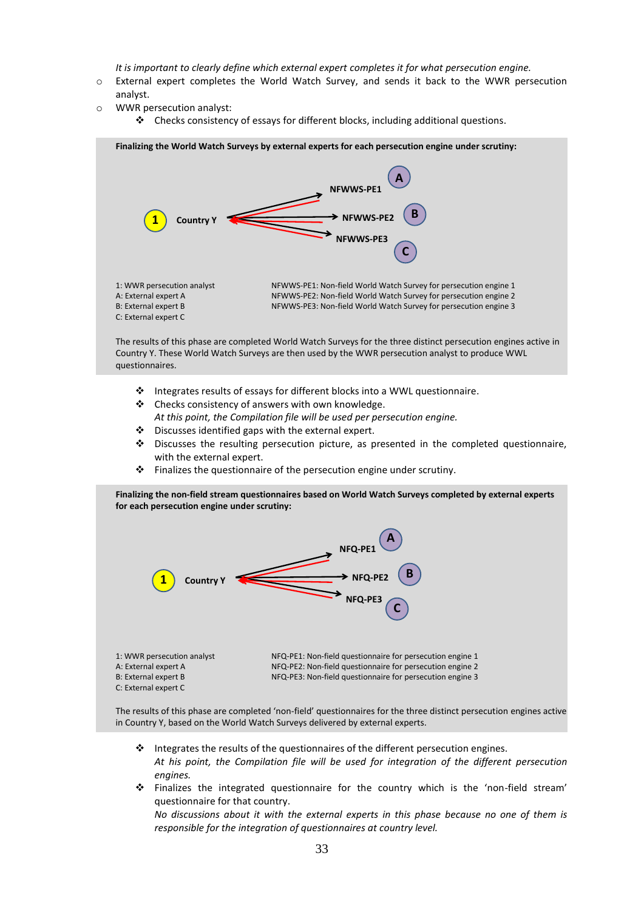*It is important to clearly define which external expert completes it for what persecution engine.*

- External expert completes the World Watch Survey, and sends it back to the WWR persecution analyst.
- WWR persecution analyst:
  - Checks consistency of essays for different blocks, including additional questions.

**Finalizing the World Watch Surveys by external experts for each persecution engine under scrutiny:**

1 Country Y → NFWWS-PE1 (A), NFWWS-PE2 (B), NFWWS-PE3 (C)

1: WWR persecution analyst
A: External expert A
B: External expert B
C: External expert C

NFWWS-PE1: Non-field World Watch Survey for persecution engine 1
NFWWS-PE2: Non-field World Watch Survey for persecution engine 2
NFWWS-PE3: Non-field World Watch Survey for persecution engine 3

The results of this phase are completed World Watch Surveys for the three distinct persecution engines active in Country Y. These World Watch Surveys are then used by the WWR persecution analyst to produce WWL questionnaires.

- Integrates results of essays for different blocks into a WWL questionnaire.
- Checks consistency of answers with own knowledge.
  *At this point, the Compilation file will be used per persecution engine.*
- Discusses identified gaps with the external expert.
- Discusses the resulting persecution picture, as presented in the completed questionnaire, with the external expert.
- Finalizes the questionnaire of the persecution engine under scrutiny.

**Finalizing the non-field stream questionnaires based on World Watch Surveys completed by external experts for each persecution engine under scrutiny:**

1 Country Y → NFQ-PE1 (A), NFQ-PE2 (B), NFQ-PE3 (C)

1: WWR persecution analyst
A: External expert A
B: External expert B
C: External expert C

NFQ-PE1: Non-field questionnaire for persecution engine 1
NFQ-PE2: Non-field questionnaire for persecution engine 2
NFQ-PE3: Non-field questionnaire for persecution engine 3

The results of this phase are completed 'non-field' questionnaires for the three distinct persecution engines active in Country Y, based on the World Watch Surveys delivered by external experts.

- Integrates the results of the questionnaires of the different persecution engines.
  *At his point, the Compilation file will be used for integration of the different persecution engines.*
- Finalizes the integrated questionnaire for the country which is the 'non-field stream' questionnaire for that country.
  *No discussions about it with the external experts in this phase because no one of them is responsible for the integration of questionnaires at country level.*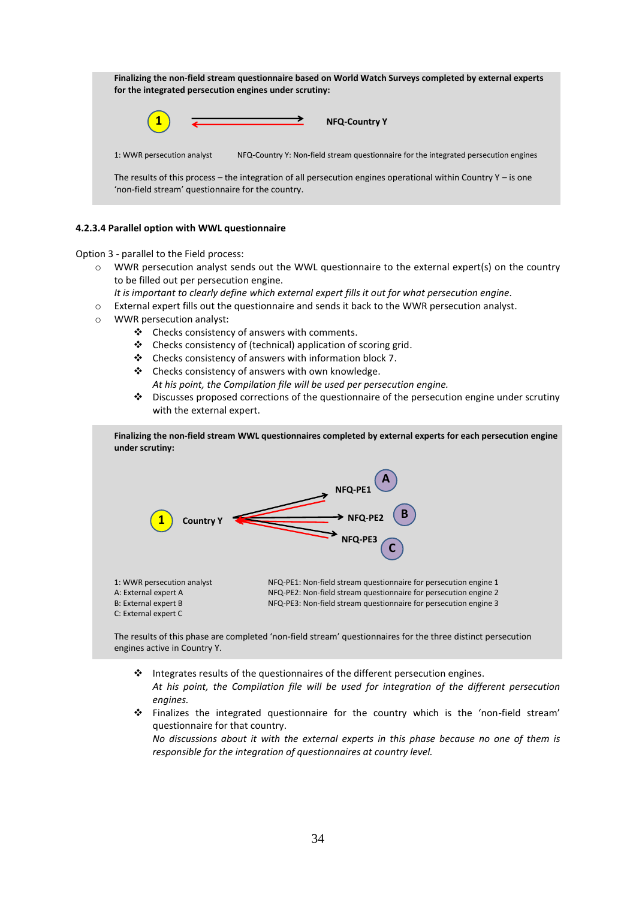**Finalizing the non-field stream questionnaire based on World Watch Surveys completed by external experts for the integrated persecution engines under scrutiny:**

1 → NFQ-Country Y

1: WWR persecution analyst  NFQ-Country Y: Non-field stream questionnaire for the integrated persecution engines

The results of this process – the integration of all persecution engines operational within Country Y – is one 'non-field stream' questionnaire for the country.

#### 4.2.3.4 Parallel option with WWL questionnaire

Option 3 - parallel to the Field process:

- WWR persecution analyst sends out the WWL questionnaire to the external expert(s) on the country to be filled out per persecution engine.
  *It is important to clearly define which external expert fills it out for what persecution engine.*
- External expert fills out the questionnaire and sends it back to the WWR persecution analyst.
- WWR persecution analyst:
  - Checks consistency of answers with comments.
  - Checks consistency of (technical) application of scoring grid.
  - Checks consistency of answers with information block 7.
  - Checks consistency of answers with own knowledge.
    *At his point, the Compilation file will be used per persecution engine.*
  - Discusses proposed corrections of the questionnaire of the persecution engine under scrutiny with the external expert.

**Finalizing the non-field stream WWL questionnaires completed by external experts for each persecution engine under scrutiny:**

1 Country Y → NFQ-PE1 (A), NFQ-PE2 (B), NFQ-PE3 (C)

1: WWR persecution analyst
A: External expert A
B: External expert B
C: External expert C

NFQ-PE1: Non-field stream questionnaire for persecution engine 1
NFQ-PE2: Non-field stream questionnaire for persecution engine 2
NFQ-PE3: Non-field stream questionnaire for persecution engine 3

The results of this phase are completed 'non-field stream' questionnaires for the three distinct persecution engines active in Country Y.

- Integrates results of the questionnaires of the different persecution engines.
  *At his point, the Compilation file will be used for integration of the different persecution engines.*
- Finalizes the integrated questionnaire for the country which is the 'non-field stream' questionnaire for that country.
  *No discussions about it with the external experts in this phase because no one of them is responsible for the integration of questionnaires at country level.*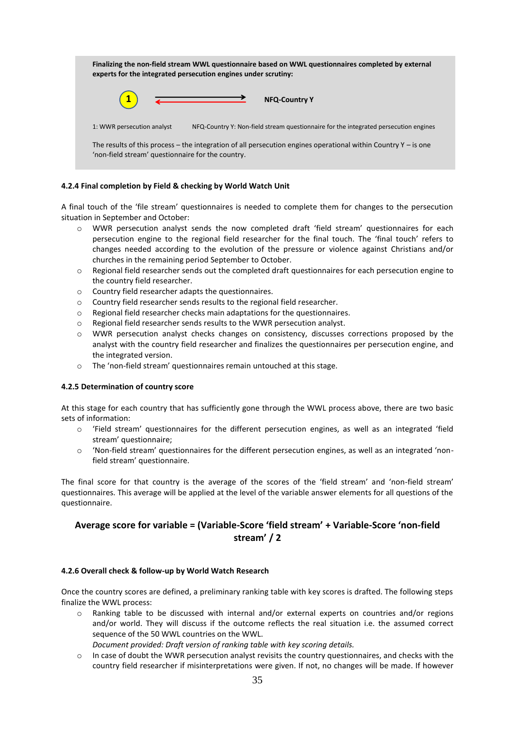**Finalizing the non-field stream WWL questionnaire based on WWL questionnaires completed by external experts for the integrated persecution engines under scrutiny:**

1 ⟶ **NFQ-Country Y**

1: WWR persecution analyst NFQ-Country Y: Non-field stream questionnaire for the integrated persecution engines

The results of this process – the integration of all persecution engines operational within Country Y – is one 'non-field stream' questionnaire for the country.

#### 4.2.4 Final completion by Field & checking by World Watch Unit

A final touch of the 'file stream' questionnaires is needed to complete them for changes to the persecution situation in September and October:

- WWR persecution analyst sends the now completed draft 'field stream' questionnaires for each persecution engine to the regional field researcher for the final touch. The 'final touch' refers to changes needed according to the evolution of the pressure or violence against Christians and/or churches in the remaining period September to October.
- Regional field researcher sends out the completed draft questionnaires for each persecution engine to the country field researcher.
- Country field researcher adapts the questionnaires.
- Country field researcher sends results to the regional field researcher.
- Regional field researcher checks main adaptations for the questionnaires.
- Regional field researcher sends results to the WWR persecution analyst.
- WWR persecution analyst checks changes on consistency, discusses corrections proposed by the analyst with the country field researcher and finalizes the questionnaires per persecution engine, and the integrated version.
- The 'non-field stream' questionnaires remain untouched at this stage.

#### 4.2.5 Determination of country score

At this stage for each country that has sufficiently gone through the WWL process above, there are two basic sets of information:

- 'Field stream' questionnaires for the different persecution engines, as well as an integrated 'field stream' questionnaire;
- 'Non-field stream' questionnaires for the different persecution engines, as well as an integrated 'non-field stream' questionnaire.

The final score for that country is the average of the scores of the 'field stream' and 'non-field stream' questionnaires. This average will be applied at the level of the variable answer elements for all questions of the questionnaire.

**Average score for variable = (Variable-Score 'field stream' + Variable-Score 'non-field stream' / 2**

#### 4.2.6 Overall check & follow-up by World Watch Research

Once the country scores are defined, a preliminary ranking table with key scores is drafted. The following steps finalize the WWL process:

- Ranking table to be discussed with internal and/or external experts on countries and/or regions and/or world. They will discuss if the outcome reflects the real situation i.e. the assumed correct sequence of the 50 WWL countries on the WWL.
  *Document provided: Draft version of ranking table with key scoring details.*
- In case of doubt the WWR persecution analyst revisits the country questionnaires, and checks with the country field researcher if misinterpretations were given. If not, no changes will be made. If however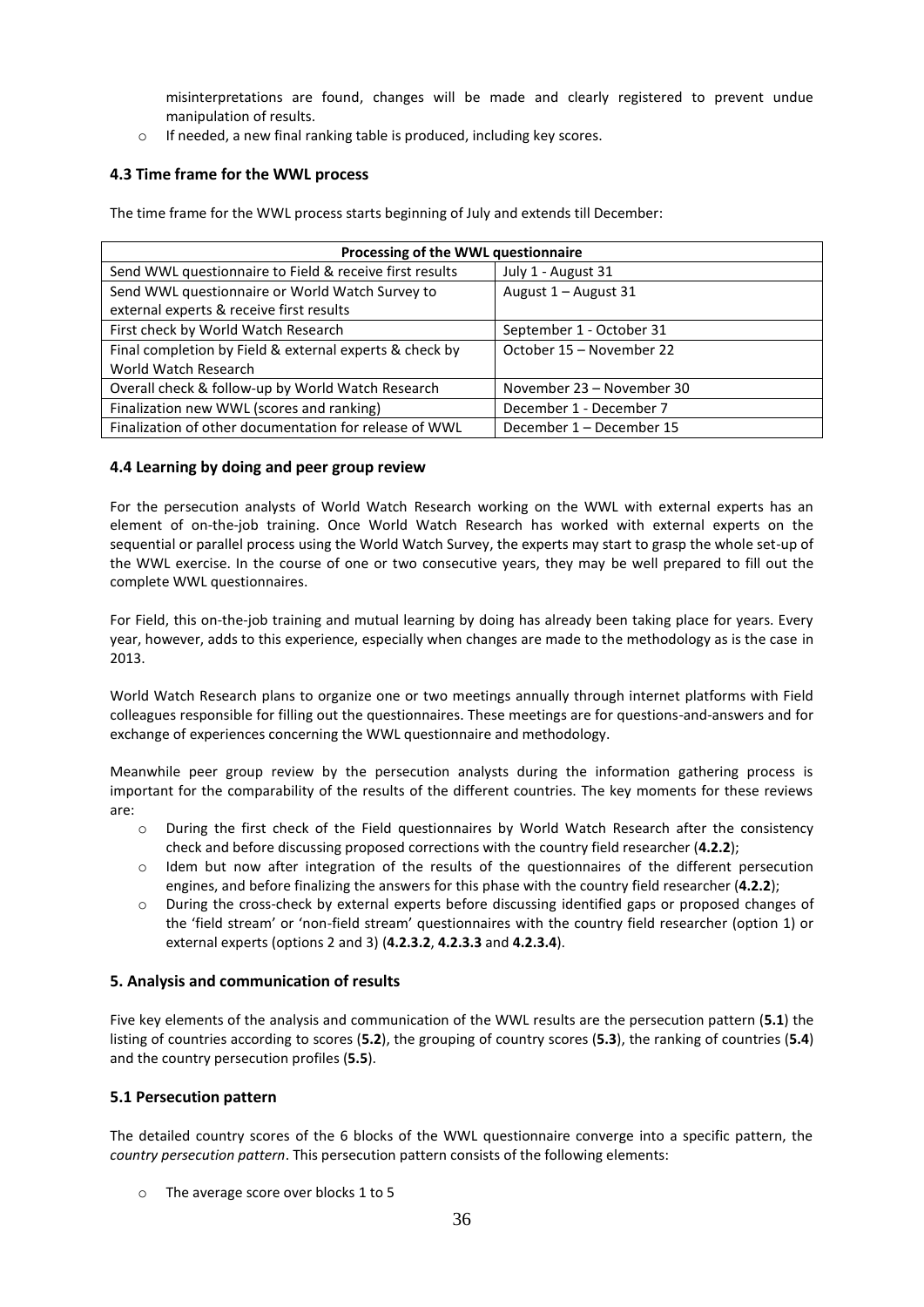misinterpretations are found, changes will be made and clearly registered to prevent undue manipulation of results.

- If needed, a new final ranking table is produced, including key scores.

### 4.3 Time frame for the WWL process

The time frame for the WWL process starts beginning of July and extends till December:

| Processing of the WWL questionnaire | |
|---|---|
| Send WWL questionnaire to Field & receive first results | July 1 - August 31 |
| Send WWL questionnaire or World Watch Survey to external experts & receive first results | August 1 – August 31 |
| First check by World Watch Research | September 1 - October 31 |
| Final completion by Field & external experts & check by World Watch Research | October 15 – November 22 |
| Overall check & follow-up by World Watch Research | November 23 – November 30 |
| Finalization new WWL (scores and ranking) | December 1 - December 7 |
| Finalization of other documentation for release of WWL | December 1 – December 15 |

### 4.4 Learning by doing and peer group review

For the persecution analysts of World Watch Research working on the WWL with external experts has an element of on-the-job training. Once World Watch Research has worked with external experts on the sequential or parallel process using the World Watch Survey, the experts may start to grasp the whole set-up of the WWL exercise. In the course of one or two consecutive years, they may be well prepared to fill out the complete WWL questionnaires.

For Field, this on-the-job training and mutual learning by doing has already been taking place for years. Every year, however, adds to this experience, especially when changes are made to the methodology as is the case in 2013.

World Watch Research plans to organize one or two meetings annually through internet platforms with Field colleagues responsible for filling out the questionnaires. These meetings are for questions-and-answers and for exchange of experiences concerning the WWL questionnaire and methodology.

Meanwhile peer group review by the persecution analysts during the information gathering process is important for the comparability of the results of the different countries. The key moments for these reviews are:

- During the first check of the Field questionnaires by World Watch Research after the consistency check and before discussing proposed corrections with the country field researcher (**4.2.2**);
- Idem but now after integration of the results of the questionnaires of the different persecution engines, and before finalizing the answers for this phase with the country field researcher (**4.2.2**);
- During the cross-check by external experts before discussing identified gaps or proposed changes of the 'field stream' or 'non-field stream' questionnaires with the country field researcher (option 1) or external experts (options 2 and 3) (**4.2.3.2**, **4.2.3.3** and **4.2.3.4**).

## 5. Analysis and communication of results

Five key elements of the analysis and communication of the WWL results are the persecution pattern (**5.1**) the listing of countries according to scores (**5.2**), the grouping of country scores (**5.3**), the ranking of countries (**5.4**) and the country persecution profiles (**5.5**).

### 5.1 Persecution pattern

The detailed country scores of the 6 blocks of the WWL questionnaire converge into a specific pattern, the *country persecution pattern*. This persecution pattern consists of the following elements:

- The average score over blocks 1 to 5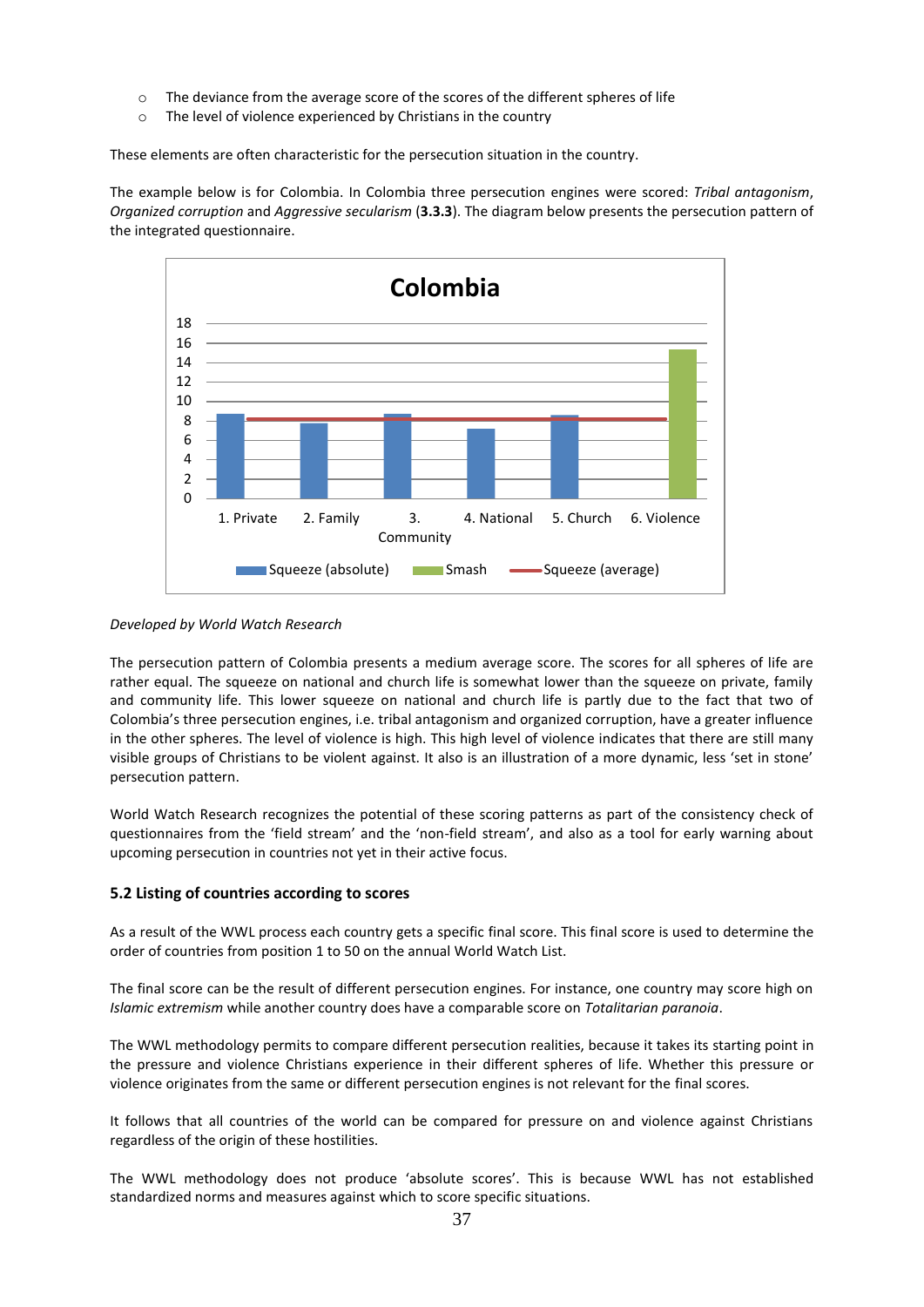- The deviance from the average score of the scores of the different spheres of life
- The level of violence experienced by Christians in the country

These elements are often characteristic for the persecution situation in the country.

The example below is for Colombia. In Colombia three persecution engines were scored: *Tribal antagonism*, *Organized corruption* and *Aggressive secularism* (**3.3.3**). The diagram below presents the persecution pattern of the integrated questionnaire.

*Developed by World Watch Research*

The persecution pattern of Colombia presents a medium average score. The scores for all spheres of life are rather equal. The squeeze on national and church life is somewhat lower than the squeeze on private, family and community life. This lower squeeze on national and church life is partly due to the fact that two of Colombia's three persecution engines, i.e. tribal antagonism and organized corruption, have a greater influence in the other spheres. The level of violence is high. This high level of violence indicates that there are still many visible groups of Christians to be violent against. It also is an illustration of a more dynamic, less 'set in stone' persecution pattern.

World Watch Research recognizes the potential of these scoring patterns as part of the consistency check of questionnaires from the 'field stream' and the 'non-field stream', and also as a tool for early warning about upcoming persecution in countries not yet in their active focus.

### 5.2 Listing of countries according to scores

As a result of the WWL process each country gets a specific final score. This final score is used to determine the order of countries from position 1 to 50 on the annual World Watch List.

The final score can be the result of different persecution engines. For instance, one country may score high on *Islamic extremism* while another country does have a comparable score on *Totalitarian paranoia*.

The WWL methodology permits to compare different persecution realities, because it takes its starting point in the pressure and violence Christians experience in their different spheres of life. Whether this pressure or violence originates from the same or different persecution engines is not relevant for the final scores.

It follows that all countries of the world can be compared for pressure on and violence against Christians regardless of the origin of these hostilities.

The WWL methodology does not produce 'absolute scores'. This is because WWL has not established standardized norms and measures against which to score specific situations.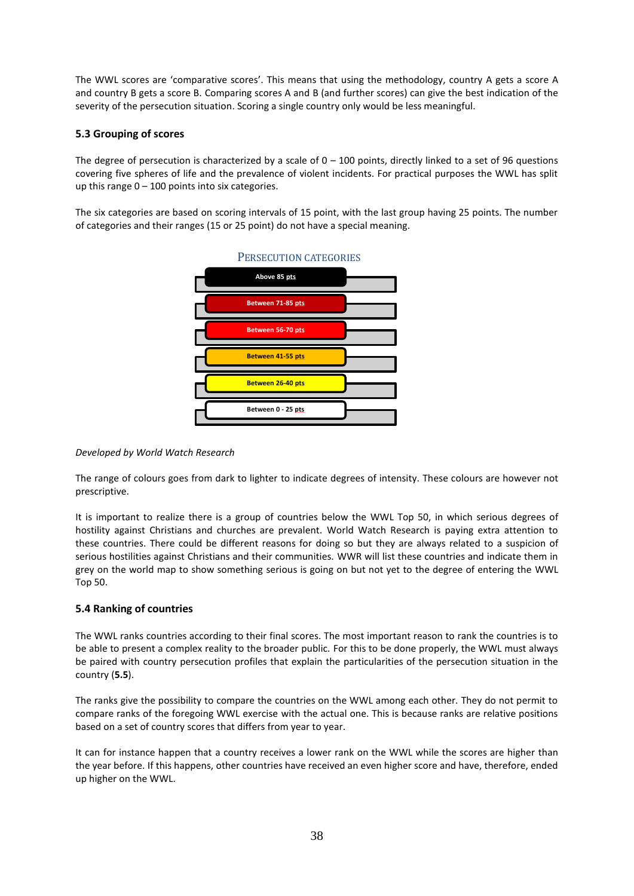The WWL scores are 'comparative scores'. This means that using the methodology, country A gets a score A and country B gets a score B. Comparing scores A and B (and further scores) can give the best indication of the severity of the persecution situation. Scoring a single country only would be less meaningful.

### 5.3 Grouping of scores

The degree of persecution is characterized by a scale of 0 – 100 points, directly linked to a set of 96 questions covering five spheres of life and the prevalence of violent incidents. For practical purposes the WWL has split up this range 0 – 100 points into six categories.

The six categories are based on scoring intervals of 15 point, with the last group having 25 points. The number of categories and their ranges (15 or 25 point) do not have a special meaning.

PERSECUTION CATEGORIES

- Above 85 pts
- Between 71-85 pts
- Between 56-70 pts
- Between 41-55 pts
- Between 26-40 pts
- Between 0 - 25 pts

*Developed by World Watch Research*

The range of colours goes from dark to lighter to indicate degrees of intensity. These colours are however not prescriptive.

It is important to realize there is a group of countries below the WWL Top 50, in which serious degrees of hostility against Christians and churches are prevalent. World Watch Research is paying extra attention to these countries. There could be different reasons for doing so but they are always related to a suspicion of serious hostilities against Christians and their communities. WWR will list these countries and indicate them in grey on the world map to show something serious is going on but not yet to the degree of entering the WWL Top 50.

### 5.4 Ranking of countries

The WWL ranks countries according to their final scores. The most important reason to rank the countries is to be able to present a complex reality to the broader public. For this to be done properly, the WWL must always be paired with country persecution profiles that explain the particularities of the persecution situation in the country (**5.5**).

The ranks give the possibility to compare the countries on the WWL among each other. They do not permit to compare ranks of the foregoing WWL exercise with the actual one. This is because ranks are relative positions based on a set of country scores that differs from year to year.

It can for instance happen that a country receives a lower rank on the WWL while the scores are higher than the year before. If this happens, other countries have received an even higher score and have, therefore, ended up higher on the WWL.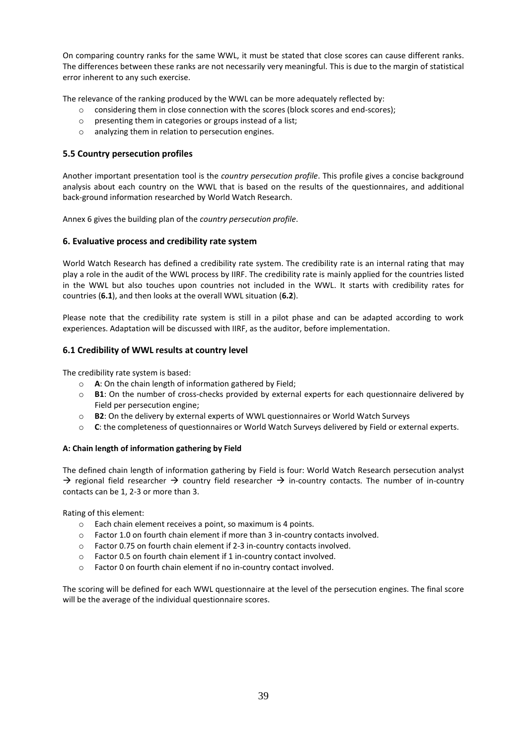On comparing country ranks for the same WWL, it must be stated that close scores can cause different ranks. The differences between these ranks are not necessarily very meaningful. This is due to the margin of statistical error inherent to any such exercise.

The relevance of the ranking produced by the WWL can be more adequately reflected by:

- considering them in close connection with the scores (block scores and end-scores);
- presenting them in categories or groups instead of a list;
- analyzing them in relation to persecution engines.

### 5.5 Country persecution profiles

Another important presentation tool is the *country persecution profile*. This profile gives a concise background analysis about each country on the WWL that is based on the results of the questionnaires, and additional back-ground information researched by World Watch Research.

Annex 6 gives the building plan of the *country persecution profile*.

## 6. Evaluative process and credibility rate system

World Watch Research has defined a credibility rate system. The credibility rate is an internal rating that may play a role in the audit of the WWL process by IIRF. The credibility rate is mainly applied for the countries listed in the WWL but also touches upon countries not included in the WWL. It starts with credibility rates for countries (**6.1**), and then looks at the overall WWL situation (**6.2**).

Please note that the credibility rate system is still in a pilot phase and can be adapted according to work experiences. Adaptation will be discussed with IIRF, as the auditor, before implementation.

### 6.1 Credibility of WWL results at country level

The credibility rate system is based:

- **A**: On the chain length of information gathered by Field;
- **B1**: On the number of cross-checks provided by external experts for each questionnaire delivered by Field per persecution engine;
- **B2**: On the delivery by external experts of WWL questionnaires or World Watch Surveys
- **C**: the completeness of questionnaires or World Watch Surveys delivered by Field or external experts.

**A: Chain length of information gathering by Field**

The defined chain length of information gathering by Field is four: World Watch Research persecution analyst → regional field researcher → country field researcher → in-country contacts. The number of in-country contacts can be 1, 2-3 or more than 3.

Rating of this element:

- Each chain element receives a point, so maximum is 4 points.
- Factor 1.0 on fourth chain element if more than 3 in-country contacts involved.
- Factor 0.75 on fourth chain element if 2-3 in-country contacts involved.
- Factor 0.5 on fourth chain element if 1 in-country contact involved.
- Factor 0 on fourth chain element if no in-country contact involved.

The scoring will be defined for each WWL questionnaire at the level of the persecution engines. The final score will be the average of the individual questionnaire scores.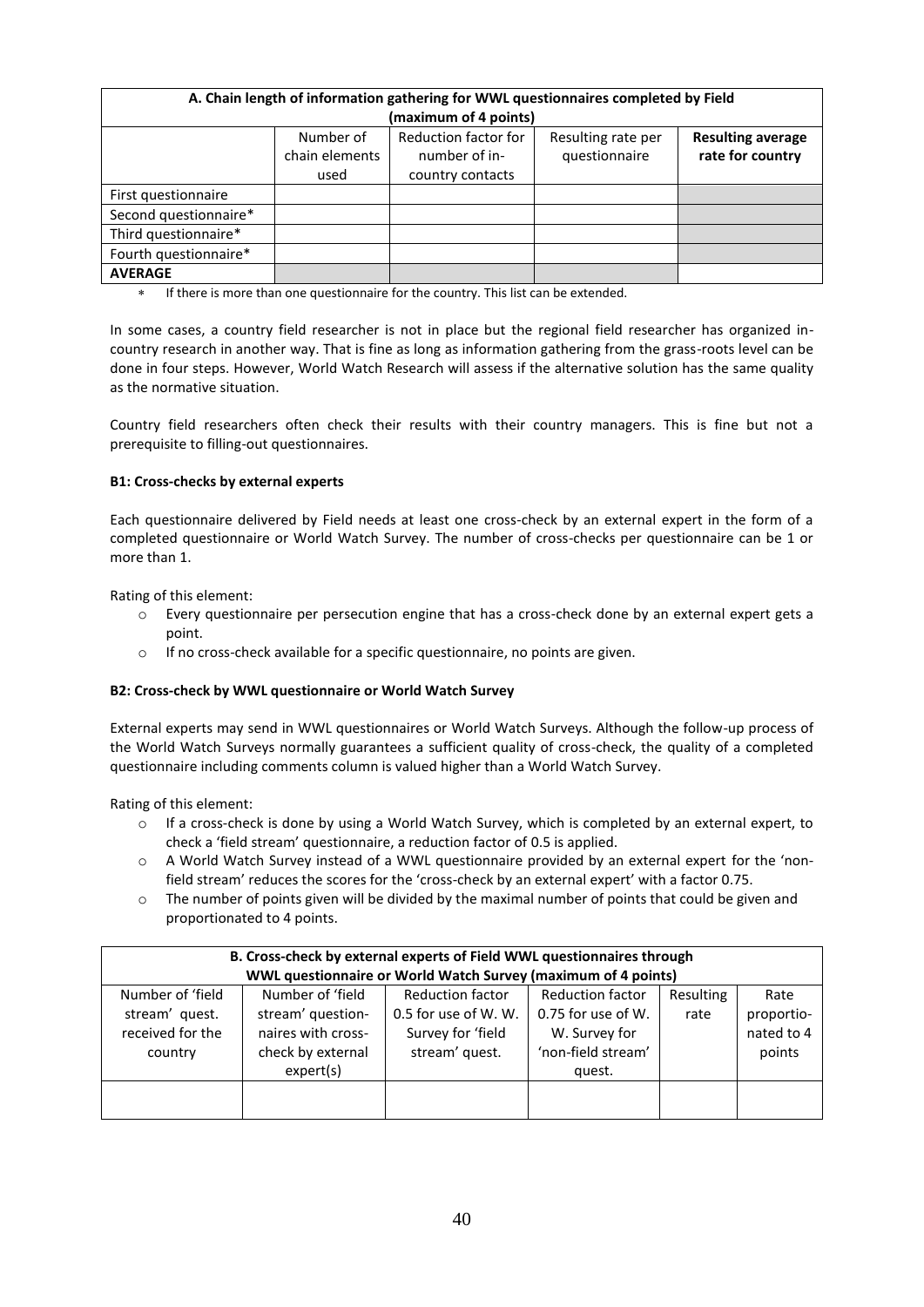| A. Chain length of information gathering for WWL questionnaires completed by Field (maximum of 4 points) | | | | |
|---|---|---|---|---|
| | Number of chain elements used | Reduction factor for number of in-country contacts | Resulting rate per questionnaire | **Resulting average rate for country** |
| First questionnaire | | | | |
| Second questionnaire* | | | | |
| Third questionnaire* | | | | |
| Fourth questionnaire* | | | | |
| **AVERAGE** | | | | |

* If there is more than one questionnaire for the country. This list can be extended.

In some cases, a country field researcher is not in place but the regional field researcher has organized in-country research in another way. That is fine as long as information gathering from the grass-roots level can be done in four steps. However, World Watch Research will assess if the alternative solution has the same quality as the normative situation.

Country field researchers often check their results with their country managers. This is fine but not a prerequisite to filling-out questionnaires.

**B1: Cross-checks by external experts**

Each questionnaire delivered by Field needs at least one cross-check by an external expert in the form of a completed questionnaire or World Watch Survey. The number of cross-checks per questionnaire can be 1 or more than 1.

Rating of this element:

- Every questionnaire per persecution engine that has a cross-check done by an external expert gets a point.
- If no cross-check available for a specific questionnaire, no points are given.

**B2: Cross-check by WWL questionnaire or World Watch Survey**

External experts may send in WWL questionnaires or World Watch Surveys. Although the follow-up process of the World Watch Surveys normally guarantees a sufficient quality of cross-check, the quality of a completed questionnaire including comments column is valued higher than a World Watch Survey.

Rating of this element:

- If a cross-check is done by using a World Watch Survey, which is completed by an external expert, to check a 'field stream' questionnaire, a reduction factor of 0.5 is applied.
- A World Watch Survey instead of a WWL questionnaire provided by an external expert for the 'non-field stream' reduces the scores for the 'cross-check by an external expert' with a factor 0.75.
- The number of points given will be divided by the maximal number of points that could be given and proportionated to 4 points.

| B. Cross-check by external experts of Field WWL questionnaires through WWL questionnaire or World Watch Survey (maximum of 4 points) | | | | | |
|---|---|---|---|---|---|
| Number of 'field stream' quest. received for the country | Number of 'field stream' questionnaires with cross-check by external expert(s) | Reduction factor 0.5 for use of W. W. Survey for 'field stream' quest. | Reduction factor 0.75 for use of W. W. Survey for 'non-field stream' quest. | Resulting rate | Rate proportionated to 4 points |
| | | | | | |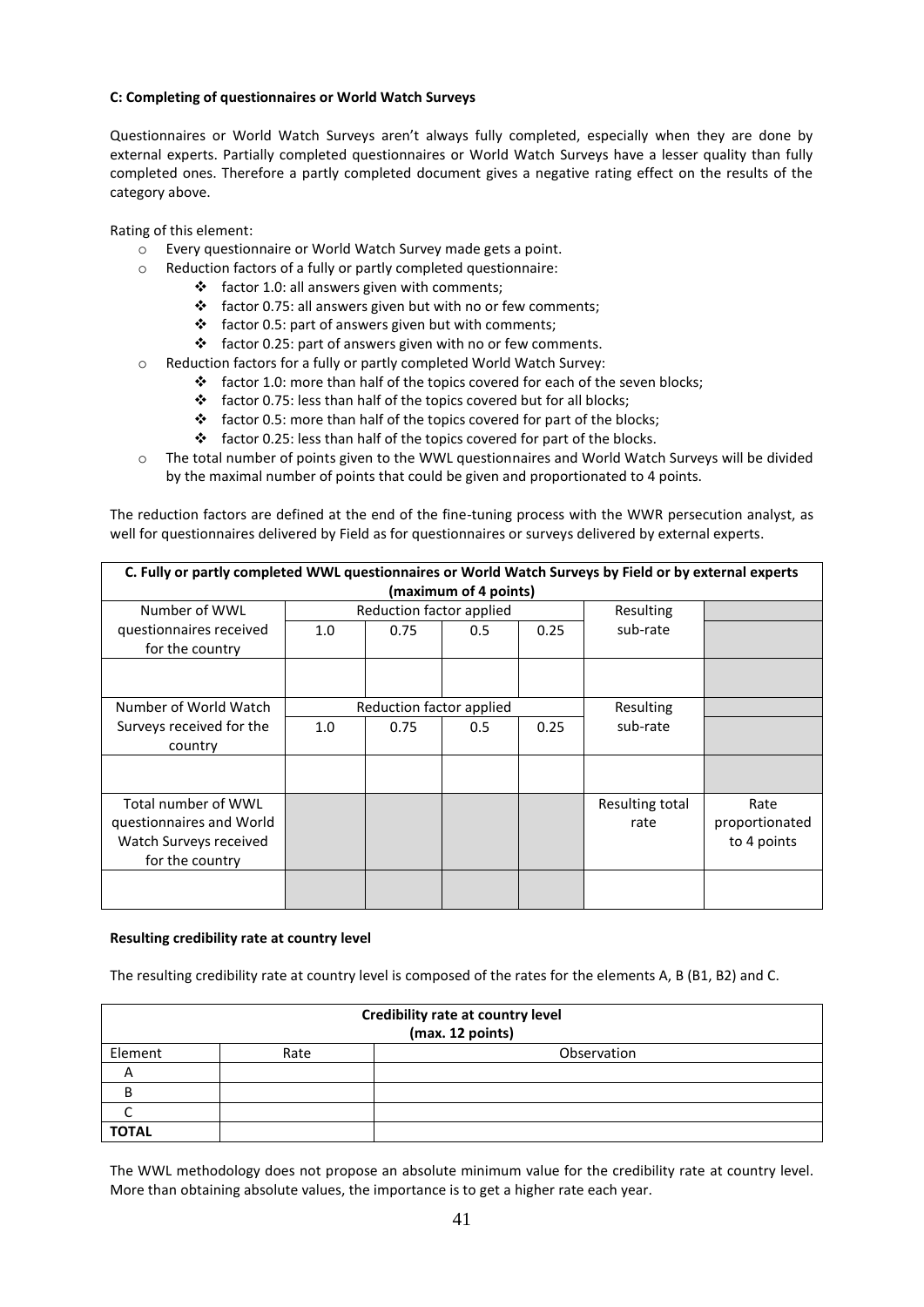**C: Completing of questionnaires or World Watch Surveys**

Questionnaires or World Watch Surveys aren't always fully completed, especially when they are done by external experts. Partially completed questionnaires or World Watch Surveys have a lesser quality than fully completed ones. Therefore a partly completed document gives a negative rating effect on the results of the category above.

Rating of this element:

- Every questionnaire or World Watch Survey made gets a point.
- Reduction factors of a fully or partly completed questionnaire:
  - factor 1.0: all answers given with comments;
  - factor 0.75: all answers given but with no or few comments;
  - factor 0.5: part of answers given but with comments;
  - factor 0.25: part of answers given with no or few comments.
- Reduction factors for a fully or partly completed World Watch Survey:
  - factor 1.0: more than half of the topics covered for each of the seven blocks;
  - factor 0.75: less than half of the topics covered but for all blocks;
  - factor 0.5: more than half of the topics covered for part of the blocks;
  - factor 0.25: less than half of the topics covered for part of the blocks.
- The total number of points given to the WWL questionnaires and World Watch Surveys will be divided by the maximal number of points that could be given and proportionated to 4 points.

The reduction factors are defined at the end of the fine-tuning process with the WWR persecution analyst, as well for questionnaires delivered by Field as for questionnaires or surveys delivered by external experts.

| C. Fully or partly completed WWL questionnaires or World Watch Surveys by Field or by external experts (maximum of 4 points) | | | | | | |
|---|---|---|---|---|---|---|
| Number of WWL questionnaires received for the country | Reduction factor applied | | | | Resulting sub-rate | |
| | 1.0 | 0.75 | 0.5 | 0.25 | | |
| | | | | | | |
| Number of World Watch Surveys received for the country | Reduction factor applied | | | | Resulting sub-rate | |
| | 1.0 | 0.75 | 0.5 | 0.25 | | |
| | | | | | | |
| Total number of WWL questionnaires and World Watch Surveys received for the country | | | | | Resulting total rate | Rate proportionated to 4 points |
| | | | | | | |

**Resulting credibility rate at country level**

The resulting credibility rate at country level is composed of the rates for the elements A, B (B1, B2) and C.

| Credibility rate at country level (max. 12 points) | | |
|---|---|---|
| Element | Rate | Observation |
| A | | |
| B | | |
| C | | |
| **TOTAL** | | |

The WWL methodology does not propose an absolute minimum value for the credibility rate at country level. More than obtaining absolute values, the importance is to get a higher rate each year.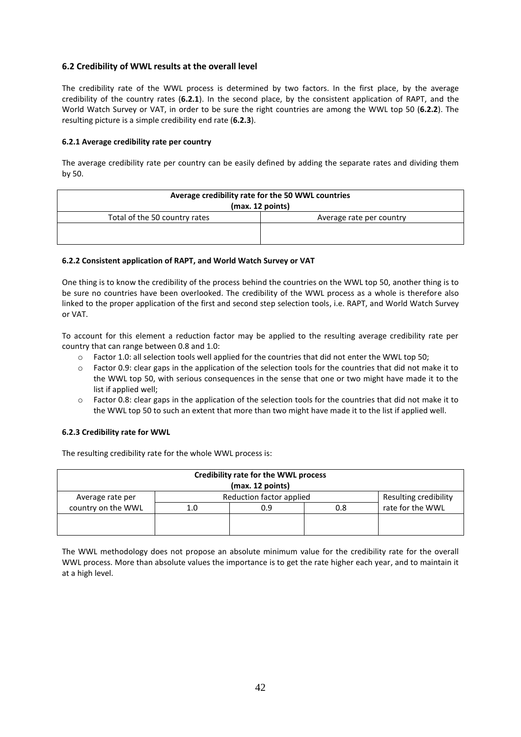## 6.2 Credibility of WWL results at the overall level

The credibility rate of the WWL process is determined by two factors. In the first place, by the average credibility of the country rates (**6.2.1**). In the second place, by the consistent application of RAPT, and the World Watch Survey or VAT, in order to be sure the right countries are among the WWL top 50 (**6.2.2**). The resulting picture is a simple credibility end rate (**6.2.3**).

### 6.2.1 Average credibility rate per country

The average credibility rate per country can be easily defined by adding the separate rates and dividing them by 50.

| **Average credibility rate for the 50 WWL countries (max. 12 points)** | |
|---|---|
| Total of the 50 country rates | Average rate per country |
| | |

### 6.2.2 Consistent application of RAPT, and World Watch Survey or VAT

One thing is to know the credibility of the process behind the countries on the WWL top 50, another thing is to be sure no countries have been overlooked. The credibility of the WWL process as a whole is therefore also linked to the proper application of the first and second step selection tools, i.e. RAPT, and World Watch Survey or VAT.

To account for this element a reduction factor may be applied to the resulting average credibility rate per country that can range between 0.8 and 1.0:

- Factor 1.0: all selection tools well applied for the countries that did not enter the WWL top 50;
- Factor 0.9: clear gaps in the application of the selection tools for the countries that did not make it to the WWL top 50, with serious consequences in the sense that one or two might have made it to the list if applied well;
- Factor 0.8: clear gaps in the application of the selection tools for the countries that did not make it to the WWL top 50 to such an extent that more than two might have made it to the list if applied well.

### 6.2.3 Credibility rate for WWL

The resulting credibility rate for the whole WWL process is:

| **Credibility rate for the WWL process (max. 12 points)** | | | | |
|---|---|---|---|---|
| Average rate per country on the WWL | Reduction factor applied | | | Resulting credibility rate for the WWL |
| | 1.0 | 0.9 | 0.8 | |
| | | | | |

The WWL methodology does not propose an absolute minimum value for the credibility rate for the overall WWL process. More than absolute values the importance is to get the rate higher each year, and to maintain it at a high level.